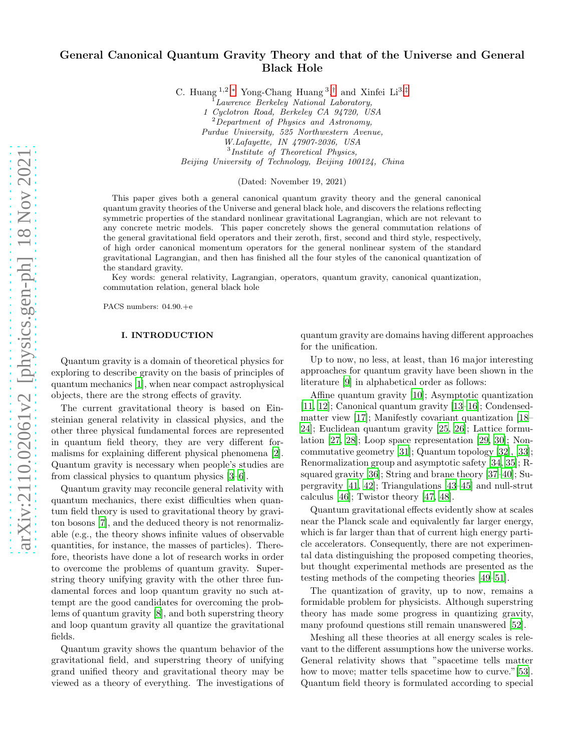# General Canonical Quantum Gravity Theory and that of the Universe and General Black Hole

C. Huang [1,2,*] Yong-Chang Huang [3,†] and Xinfei Li [3,‡]

[1] *Lawrence Berkeley National Laboratory, 1 Cyclotron Road, Berkeley CA 94720, USA*

[2] *Department of Physics and Astronomy, Purdue University, 525 Northwestern Avenue, W.Lafayette, IN 47907-2036, USA*

[3] *Institute of Theoretical Physics, Beijing University of Technology, Beijing 100124, China*

(Dated: November 19, 2021)

This paper gives both a general canonical quantum gravity theory and the general canonical quantum gravity theories of the Universe and general black hole, and discovers the relations reflecting symmetric properties of the standard nonlinear gravitational Lagrangian, which are not relevant to any concrete metric models. This paper concretely shows the general commutation relations of the general gravitational field operators and their zeroth, first, second and third style, respectively, of high order canonical momentum operators for the general nonlinear system of the standard gravitational Lagrangian, and then has finished all the four styles of the canonical quantization of the standard gravity.

Key words: general relativity, Lagrangian, operators, quantum gravity, canonical quantization, commutation relation, general black hole

PACS numbers: 04.90.+e

## I. INTRODUCTION

Quantum gravity is a domain of theoretical physics for exploring to describe gravity on the basis of principles of quantum mechanics [1], when near compact astrophysical objects, there are the strong effects of gravity.

The current gravitational theory is based on Einsteinian general relativity in classical physics, and the other three physical fundamental forces are represented in quantum field theory, they are very different formalisms for explaining different physical phenomena [2]. Quantum gravity is necessary when people's studies are from classical physics to quantum physics [3–6].

Quantum gravity may reconcile general relativity with quantum mechanics, there exist difficulties when quantum field theory is used to gravitational theory by graviton bosons [7], and the deduced theory is not renormalizable (e.g., the theory shows infinite values of observable quantities, for instance, the masses of particles). Therefore, theorists have done a lot of research works in order to overcome the problems of quantum gravity. Superstring theory unifying gravity with the other three fundamental forces and loop quantum gravity no such attempt are the good candidates for overcoming the problems of quantum gravity [8], and both superstring theory and loop quantum gravity all quantize the gravitational fields.

Quantum gravity shows the quantum behavior of the gravitational field, and superstring theory of unifying grand unified theory and gravitational theory may be viewed as a theory of everything. The investigations of quantum gravity are domains having different approaches for the unification.

Up to now, no less, at least, than 16 major interesting approaches for quantum gravity have been shown in the literature [9] in alphabetical order as follows:

Affine quantum gravity [10]; Asymptotic quantization [11, 12]; Canonical quantum gravity [13–16]; Condensed-matter view [17]; Manifestly covariant quantization [18–24]; Euclidean quantum gravity [25, 26]; Lattice formulation [27, 28]; Loop space representation [29, 30]; Noncommutative geometry [31]; Quantum topology [32], [33]; Renormalization group and asymptotic safety [34, 35]; R-squared gravity [36]; String and brane theory [37–40]; Supergravity [41, 42]; Triangulations [43–45] and null-strut calculus [46]; Twistor theory [47, 48].

Quantum gravitational effects evidently show at scales near the Planck scale and equivalently far larger energy, which is far larger than that of current high energy particle accelerators. Consequently, there are not experimental data distinguishing the proposed competing theories, but thought experimental methods are presented as the testing methods of the competing theories [49–51].

The quantization of gravity, up to now, remains a formidable problem for physicists. Although superstring theory has made some progress in quantizing gravity, many profound questions still remain unanswered [52].

Meshing all these theories at all energy scales is relevant to the different assumptions how the universe works. General relativity shows that "spacetime tells matter how to move; matter tells spacetime how to curve." [53]. Quantum field theory is formulated according to special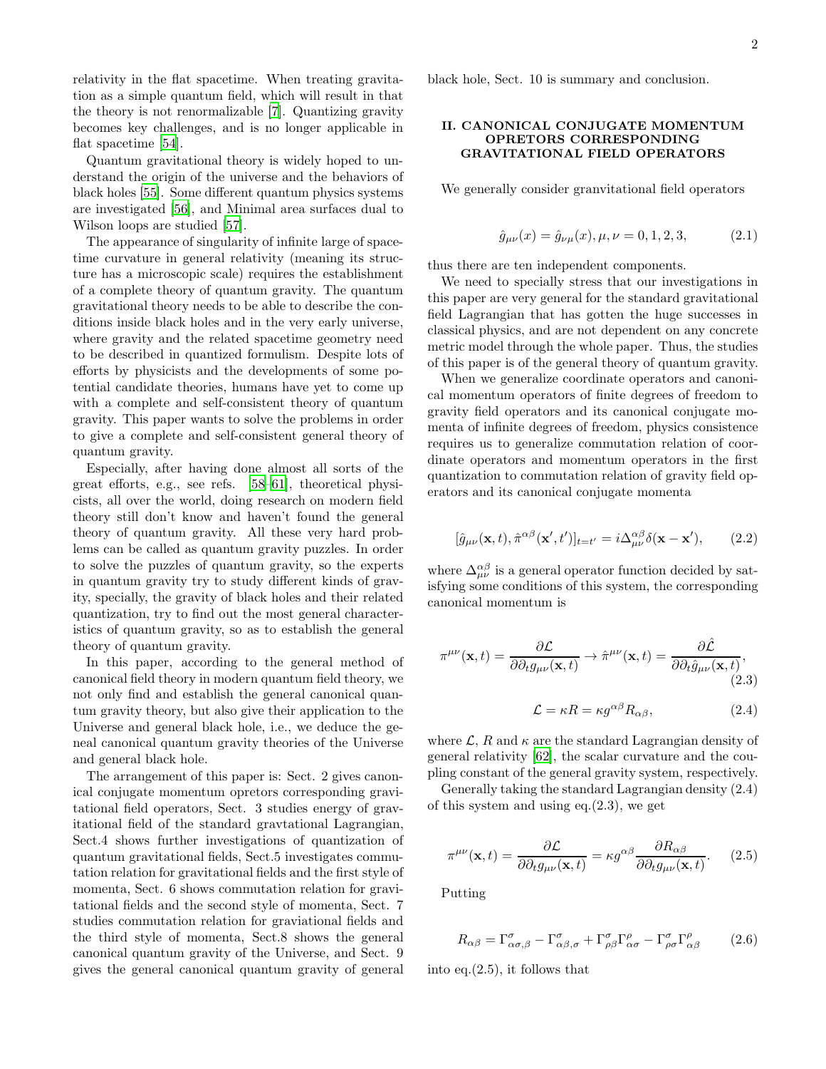relativity in the flat spacetime. When treating gravitation as a simple quantum field, which will result in that the theory is not renormalizable [7]. Quantizing gravity becomes key challenges, and is no longer applicable in flat spacetime [54].

Quantum gravitational theory is widely hoped to understand the origin of the universe and the behaviors of black holes [55]. Some different quantum physics systems are investigated [56], and Minimal area surfaces dual to Wilson loops are studied [57].

The appearance of singularity of infinite large of spacetime curvature in general relativity (meaning its structure has a microscopic scale) requires the establishment of a complete theory of quantum gravity. The quantum gravitational theory needs to be able to describe the conditions inside black holes and in the very early universe, where gravity and the related spacetime geometry need to be described in quantized formulism. Despite lots of efforts by physicists and the developments of some potential candidate theories, humans have yet to come up with a complete and self-consistent theory of quantum gravity. This paper wants to solve the problems in order to give a complete and self-consistent general theory of quantum gravity.

Especially, after having done almost all sorts of the great efforts, e.g., see refs. [58–61], theoretical physicists, all over the world, doing research on modern field theory still don't know and haven't found the general theory of quantum gravity. All these very hard problems can be called as quantum gravity puzzles. In order to solve the puzzles of quantum gravity, so the experts in quantum gravity try to study different kinds of gravity, specially, the gravity of black holes and their related quantization, try to find out the most general characteristics of quantum gravity, so as to establish the general theory of quantum gravity.

In this paper, according to the general method of canonical field theory in modern quantum field theory, we not only find and establish the general canonical quantum gravity theory, but also give their application to the Universe and general black hole, i.e., we deduce the geneal canonical quantum gravity theories of the Universe and general black hole.

The arrangement of this paper is: Sect. 2 gives canonical conjugate momentum opretors corresponding gravitational field operators, Sect. 3 studies energy of gravitational field of the standard gravtational Lagrangian, Sect.4 shows further investigations of quantization of quantum gravitational fields, Sect.5 investigates commutation relation for gravitational fields and the first style of momenta, Sect. 6 shows commutation relation for gravitational fields and the second style of momenta, Sect. 7 studies commutation relation for graviational fields and the third style of momenta, Sect.8 shows the general canonical quantum gravity of the Universe, and Sect. 9 gives the general canonical quantum gravity of general black hole, Sect. 10 is summary and conclusion.

## II. CANONICAL CONJUGATE MOMENTUM OPRETORS CORRESPONDING GRAVITATIONAL FIELD OPERATORS

We generally consider granvitational field operators

$$\hat{g}_{\mu\nu}(x) = \hat{g}_{\nu\mu}(x), \mu, \nu = 0, 1, 2, 3, \tag{2.1}$$

thus there are ten independent components.

We need to specially stress that our investigations in this paper are very general for the standard gravitational field Lagrangian that has gotten the huge successes in classical physics, and are not dependent on any concrete metric model through the whole paper. Thus, the studies of this paper is of the general theory of quantum gravity.

When we generalize coordinate operators and canonical momentum operators of finite degrees of freedom to gravity field operators and its canonical conjugate momenta of infinite degrees of freedom, physics consistence requires us to generalize commutation relation of coordinate operators and momentum operators in the first quantization to commutation relation of gravity field operators and its canonical conjugate momenta

$$[\hat{g}_{\mu\nu}(\mathbf{x}, t), \hat{\pi}^{\alpha\beta}(\mathbf{x}', t')]_{t=t'} = i\Delta^{\alpha\beta}_{\mu\nu}\delta(\mathbf{x} - \mathbf{x}'), \tag{2.2}$$

where $\Delta^{\alpha\beta}_{\mu\nu}$ is a general operator function decided by satisfying some conditions of this system, the corresponding canonical momentum is

$$\pi^{\mu\nu}(\mathbf{x}, t) = \frac{\partial \mathcal{L}}{\partial \partial_t g_{\mu\nu}(\mathbf{x}, t)} \rightarrow \hat{\pi}^{\mu\nu}(\mathbf{x}, t) = \frac{\partial \hat{\mathcal{L}}}{\partial \partial_t \hat{g}_{\mu\nu}(\mathbf{x}, t)}, \tag{2.3}$$

$$\mathcal{L} = \kappa R = \kappa g^{\alpha\beta} R_{\alpha\beta}, \tag{2.4}$$

where $\mathcal{L}$, $R$ and $\kappa$ are the standard Lagrangian density of general relativity [62], the scalar curvature and the coupling constant of the general gravity system, respectively.

Generally taking the standard Lagrangian density (2.4) of this system and using eq.(2.3), we get

$$\pi^{\mu\nu}(\mathbf{x}, t) = \frac{\partial \mathcal{L}}{\partial \partial_t g_{\mu\nu}(\mathbf{x}, t)} = \kappa g^{\alpha\beta} \frac{\partial R_{\alpha\beta}}{\partial \partial_t g_{\mu\nu}(\mathbf{x}, t)}. \tag{2.5}$$

Putting

$$R_{\alpha\beta} = \Gamma^{\sigma}_{\alpha\sigma,\beta} - \Gamma^{\sigma}_{\alpha\beta,\sigma} + \Gamma^{\sigma}_{\rho\beta}\Gamma^{\rho}_{\alpha\sigma} - \Gamma^{\sigma}_{\rho\sigma}\Gamma^{\rho}_{\alpha\beta} \tag{2.6}$$

into eq.(2.5), it follows that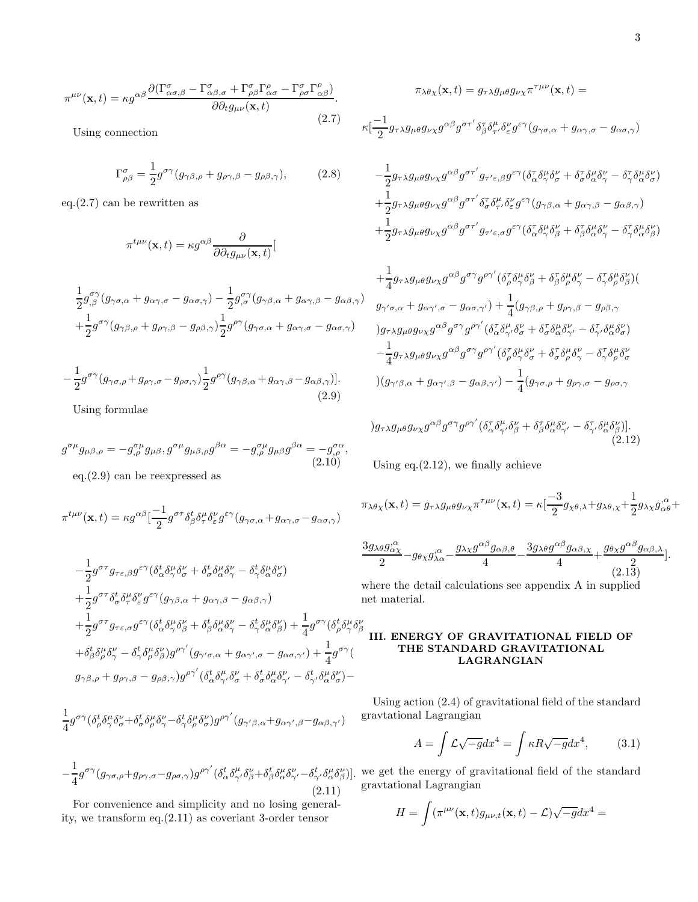$$\pi^{\mu\nu}(\mathbf{x},t) = \kappa g^{\alpha\beta}\frac{\partial(\Gamma^{\sigma}_{\alpha\sigma,\beta} - \Gamma^{\sigma}_{\alpha\beta,\sigma} + \Gamma^{\sigma}_{\rho\beta}\Gamma^{\rho}_{\alpha\sigma} - \Gamma^{\sigma}_{\rho\sigma}\Gamma^{\rho}_{\alpha\beta})}{\partial\partial_t g_{\mu\nu}(\mathbf{x},t)}. \tag{2.7}$$

Using connection

$$\Gamma^{\sigma}_{\rho\beta} = \frac{1}{2}g^{\sigma\gamma}(g_{\gamma\beta,\rho} + g_{\rho\gamma,\beta} - g_{\rho\beta,\gamma}), \tag{2.8}$$

eq.(2.7) can be rewritten as

$$\pi^{t\mu\nu}(\mathbf{x},t) = \kappa g^{\alpha\beta}\frac{\partial}{\partial\partial_t g_{\mu\nu}(\mathbf{x},t)}[$$

$$\frac{1}{2}g^{\sigma\gamma}_{,\beta}(g_{\gamma\sigma,\alpha} + g_{\alpha\gamma,\sigma} - g_{\alpha\sigma,\gamma}) - \frac{1}{2}g^{\sigma\gamma}_{,\sigma}(g_{\gamma\beta,\alpha} + g_{\alpha\gamma,\beta} - g_{\alpha\beta,\gamma})$$
$$+\frac{1}{2}g^{\sigma\gamma}(g_{\gamma\beta,\rho} + g_{\rho\gamma,\beta} - g_{\rho\beta,\gamma})\frac{1}{2}g^{\rho\gamma}(g_{\gamma\sigma,\alpha} + g_{\alpha\gamma,\sigma} - g_{\alpha\sigma,\gamma})$$

$$-\frac{1}{2}g^{\sigma\gamma}(g_{\gamma\sigma,\rho} + g_{\rho\gamma,\sigma} - g_{\rho\sigma,\gamma})\frac{1}{2}g^{\rho\gamma}(g_{\gamma\beta,\alpha} + g_{\alpha\gamma,\beta} - g_{\alpha\beta,\gamma})]. \tag{2.9}$$

Using formulae

$$g^{\sigma\mu}g_{\mu\beta,\rho} = -g^{\sigma\mu}_{,\rho}g_{\mu\beta}, g^{\sigma\mu}g_{\mu\beta,\rho}g^{\beta\alpha} = -g^{\sigma\mu}_{,\rho}g_{\mu\beta}g^{\beta\alpha} = -g^{\sigma\alpha}_{,\rho}, \tag{2.10}$$

eq.(2.9) can be reexpressed as

$$\pi^{t\mu\nu}(\mathbf{x},t) = \kappa g^{\alpha\beta}[\frac{-1}{2}g^{\sigma\tau}\delta^t_\beta\delta^\mu_\tau\delta^\nu_\varepsilon g^{\varepsilon\gamma}(g_{\gamma\sigma,\alpha} + g_{\alpha\gamma,\sigma} - g_{\alpha\sigma,\gamma})$$

$$-\frac{1}{2}g^{\sigma\tau}g_{\tau\varepsilon,\beta}g^{\varepsilon\gamma}(\delta^t_\alpha\delta^\mu_\gamma\delta^\nu_\sigma + \delta^t_\sigma\delta^\mu_\alpha\delta^\nu_\gamma - \delta^t_\gamma\delta^\mu_\alpha\delta^\nu_\sigma)$$
$$+\frac{1}{2}g^{\sigma\tau}\delta^t_\sigma\delta^\mu_\tau\delta^\nu_\varepsilon g^{\varepsilon\gamma}(g_{\gamma\beta,\alpha} + g_{\alpha\gamma,\beta} - g_{\alpha\beta,\gamma})$$
$$+\frac{1}{2}g^{\sigma\tau}g_{\tau\varepsilon,\sigma}g^{\varepsilon\gamma}(\delta^t_\alpha\delta^\mu_\gamma\delta^\nu_\beta + \delta^t_\beta\delta^\mu_\alpha\delta^\nu_\gamma - \delta^t_\gamma\delta^\mu_\alpha\delta^\nu_\beta) + \frac{1}{4}g^{\sigma\gamma}(\delta^t_\rho\delta^\mu_\gamma\delta^\nu_\beta$$
$$+\delta^t_\beta\delta^\mu_\rho\delta^\nu_\gamma - \delta^t_\gamma\delta^\mu_\rho\delta^\nu_\beta)g^{\rho\gamma'}(g_{\gamma'\sigma,\alpha} + g_{\alpha\gamma',\sigma} - g_{\alpha\sigma,\gamma'}) + \frac{1}{4}g^{\sigma\gamma}($$
$$g_{\gamma\beta,\rho} + g_{\rho\gamma,\beta} - g_{\rho\beta,\gamma})g^{\rho\gamma'}(\delta^t_\alpha\delta^\mu_{\gamma'}\delta^\nu_\sigma + \delta^t_\sigma\delta^\mu_\alpha\delta^\nu_{\gamma'} - \delta^t_{\gamma'}\delta^\mu_\alpha\delta^\nu_\sigma) -$$

$$\frac{1}{4}g^{\sigma\gamma}(\delta^t_\rho\delta^\mu_\gamma\delta^\nu_\sigma + \delta^t_\sigma\delta^\mu_\rho\delta^\nu_\gamma - \delta^t_\gamma\delta^\mu_\rho\delta^\nu_\sigma)g^{\rho\gamma'}(g_{\gamma'\beta,\alpha} + g_{\alpha\gamma',\beta} - g_{\alpha\beta,\gamma'})$$

$$-\frac{1}{4}g^{\sigma\gamma}(g_{\gamma\sigma,\rho} + g_{\rho\gamma,\sigma} - g_{\rho\sigma,\gamma})g^{\rho\gamma'}(\delta^t_\alpha\delta^\mu_{\gamma'}\delta^\nu_\beta + \delta^t_\beta\delta^\mu_\alpha\delta^\nu_{\gamma'} - \delta^t_{\gamma'}\delta^\mu_\alpha\delta^\nu_\beta)]. \tag{2.11}$$

For convenience and simplicity and no losing generality, we transform eq.(2.11) as coveriant 3-order tensor

$$\pi_{\lambda\theta\chi}(\mathbf{x},t) = g_{\tau\lambda}g_{\mu\theta}g_{\nu\chi}\pi^{\tau\mu\nu}(\mathbf{x},t) =$$

$$\kappa[\frac{-1}{2}g_{\tau\lambda}g_{\mu\theta}g_{\nu\chi}g^{\alpha\beta}g^{\sigma\tau'}\delta^\tau_\beta\delta^\mu_{\tau'}\delta^\nu_\varepsilon g^{\varepsilon\gamma}(g_{\gamma\sigma,\alpha} + g_{\alpha\gamma,\sigma} - g_{\alpha\sigma,\gamma})$$

$$-\frac{1}{2}g_{\tau\lambda}g_{\mu\theta}g_{\nu\chi}g^{\alpha\beta}g^{\sigma\tau'}g_{\tau'\varepsilon,\beta}g^{\varepsilon\gamma}(\delta^\tau_\alpha\delta^\mu_\gamma\delta^\nu_\sigma + \delta^\tau_\sigma\delta^\mu_\alpha\delta^\nu_\gamma - \delta^\tau_\gamma\delta^\mu_\alpha\delta^\nu_\sigma)$$
$$+\frac{1}{2}g_{\tau\lambda}g_{\mu\theta}g_{\nu\chi}g^{\alpha\beta}g^{\sigma\tau'}\delta^\tau_\sigma\delta^\mu_{\tau'}\delta^\nu_\varepsilon g^{\varepsilon\gamma}(g_{\gamma\beta,\alpha} + g_{\alpha\gamma,\beta} - g_{\alpha\beta,\gamma})$$
$$+\frac{1}{2}g_{\tau\lambda}g_{\mu\theta}g_{\nu\chi}g^{\alpha\beta}g^{\sigma\tau'}g_{\tau'\varepsilon,\sigma}g^{\varepsilon\gamma}(\delta^\tau_\alpha\delta^\mu_\gamma\delta^\nu_\beta + \delta^\tau_\beta\delta^\mu_\alpha\delta^\nu_\gamma - \delta^\tau_\gamma\delta^\mu_\alpha\delta^\nu_\beta)$$

$$+\frac{1}{4}g_{\tau\lambda}g_{\mu\theta}g_{\nu\chi}g^{\alpha\beta}g^{\sigma\gamma}g^{\rho\gamma'}(\delta^\tau_\rho\delta^\mu_\gamma\delta^\nu_\beta + \delta^\tau_\beta\delta^\mu_\rho\delta^\nu_\gamma - \delta^\tau_\gamma\delta^\mu_\rho\delta^\nu_\beta)($$
$$g_{\gamma'\sigma,\alpha} + g_{\alpha\gamma',\sigma} - g_{\alpha\sigma,\gamma'}) + \frac{1}{4}(g_{\gamma\beta,\rho} + g_{\rho\gamma,\beta} - g_{\rho\beta,\gamma}$$
$$)g_{\tau\lambda}g_{\mu\theta}g_{\nu\chi}g^{\alpha\beta}g^{\sigma\gamma}g^{\rho\gamma'}(\delta^\tau_\alpha\delta^\mu_{\gamma'}\delta^\nu_\sigma + \delta^\tau_\sigma\delta^\mu_\alpha\delta^\nu_{\gamma'} - \delta^\tau_{\gamma'}\delta^\mu_\alpha\delta^\nu_\sigma)$$
$$-\frac{1}{4}g_{\tau\lambda}g_{\mu\theta}g_{\nu\chi}g^{\alpha\beta}g^{\sigma\gamma}g^{\rho\gamma'}(\delta^\tau_\rho\delta^\mu_\gamma\delta^\nu_\sigma + \delta^\tau_\sigma\delta^\mu_\rho\delta^\nu_\gamma - \delta^\tau_\gamma\delta^\mu_\rho\delta^\nu_\sigma$$
$$)(g_{\gamma'\beta,\alpha} + g_{\alpha\gamma',\beta} - g_{\alpha\beta,\gamma'}) - \frac{1}{4}(g_{\gamma\sigma,\rho} + g_{\rho\gamma,\sigma} - g_{\rho\sigma,\gamma}$$

$$)g_{\tau\lambda}g_{\mu\theta}g_{\nu\chi}g^{\alpha\beta}g^{\sigma\gamma}g^{\rho\gamma'}(\delta^\tau_\alpha\delta^\mu_{\gamma'}\delta^\nu_\beta + \delta^\tau_\beta\delta^\mu_\alpha\delta^\nu_{\gamma'} - \delta^\tau_{\gamma'}\delta^\mu_\alpha\delta^\nu_\beta)]. \tag{2.12}$$

Using eq.(2.12), we finally achieve

$$\pi_{\lambda\theta\chi}(\mathbf{x},t) = g_{\tau\lambda}g_{\mu\theta}g_{\nu\chi}\pi^{\tau\mu\nu}(\mathbf{x},t) = \kappa[\frac{-3}{2}g_{\chi\theta,\lambda} + g_{\lambda\theta,\chi} + \frac{1}{2}g_{\lambda\chi}g^{;\alpha}_{\alpha\theta} +$$

$$\frac{3g_{\lambda\theta}g^{;\alpha}_{\alpha\chi}}{2} - g_{\theta\chi}g^{;\alpha}_{\lambda\alpha} - \frac{g_{\lambda\chi}g^{\alpha\beta}g_{\alpha\beta,\theta}}{4} - \frac{3g_{\lambda\theta}g^{\alpha\beta}g_{\alpha\beta,\chi}}{4} + \frac{g_{\theta\chi}g^{\alpha\beta}g_{\alpha\beta,\lambda}}{2}]. \tag{2.13}$$

where the detail calculations see appendix A in supplied net material.

## III. ENERGY OF GRAVITATIONAL FIELD OF THE STANDARD GRAVITATIONAL LAGRANGIAN

Using action (2.4) of gravitational field of the standard gravtational Lagrangian

$$A = \int \mathcal{L}\sqrt{-g}dx^4 = \int \kappa R\sqrt{-g}dx^4, \tag{3.1}$$

we get the energy of gravitational field of the standard gravtational Lagrangian

$$H = \int (\pi^{\mu\nu}(\mathbf{x},t)g_{\mu\nu,t}(\mathbf{x},t) - \mathcal{L})\sqrt{-g}dx^4 =$$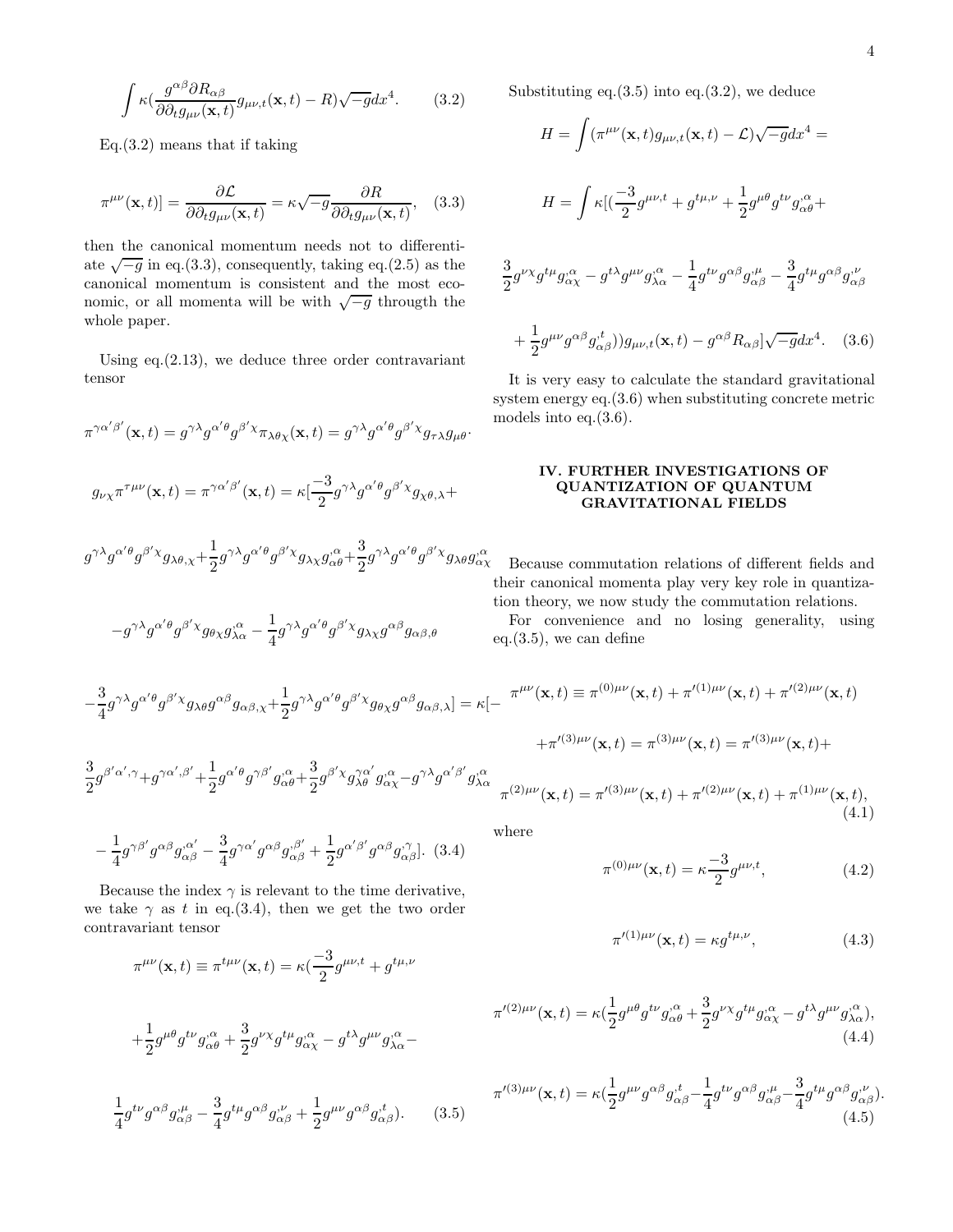$$\int \kappa(\frac{g^{\alpha\beta}\partial R_{\alpha\beta}}{\partial\partial_t g_{\mu\nu}(\mathbf{x},t)}g_{\mu\nu,t}(\mathbf{x},t) - R)\sqrt{-g}dx^4. \quad (3.2)$$

Eq.(3.2) means that if taking

$$\pi^{\mu\nu}(\mathbf{x},t)] = \frac{\partial\mathcal{L}}{\partial\partial_t g_{\mu\nu}(\mathbf{x},t)} = \kappa\sqrt{-g}\frac{\partial R}{\partial\partial_t g_{\mu\nu}(\mathbf{x},t)}, \quad (3.3)$$

then the canonical momentum needs not to differentiate $\sqrt{-g}$ in eq.(3.3), consequently, taking eq.(2.5) as the canonical momentum is consistent and the most economic, or all momenta will be with $\sqrt{-g}$ throught the whole paper.

Using eq.(2.13), we deduce three order contravariant tensor

$$\pi^{\gamma\alpha'\beta'}(\mathbf{x},t) = g^{\gamma\lambda}g^{\alpha'\theta}g^{\beta'\chi}\pi_{\lambda\theta\chi}(\mathbf{x},t) = g^{\gamma\lambda}g^{\alpha'\theta}g^{\beta'\chi}g_{\tau\lambda}g_{\mu\theta}.$$

$$g_{\nu\chi}\pi^{\tau\mu\nu}(\mathbf{x},t) = \pi^{\gamma\alpha'\beta'}(\mathbf{x},t) = \kappa[\frac{-3}{2}g^{\gamma\lambda}g^{\alpha'\theta}g^{\beta'\chi}g_{\chi\theta,\lambda}+$$

$$g^{\gamma\lambda}g^{\alpha'\theta}g^{\beta'\chi}g_{\lambda\theta,\chi}+\frac{1}{2}g^{\gamma\lambda}g^{\alpha'\theta}g^{\beta'\chi}g_{\lambda\chi}g^{;\alpha}_{\alpha\theta}+\frac{3}{2}g^{\gamma\lambda}g^{\alpha'\theta}g^{\beta'\chi}g_{\lambda\theta}g^{;\alpha}_{\alpha\chi}$$

$$-g^{\gamma\lambda}g^{\alpha'\theta}g^{\beta'\chi}g_{\theta\chi}g^{;\alpha}_{\lambda\alpha}-\frac{1}{4}g^{\gamma\lambda}g^{\alpha'\theta}g^{\beta'\chi}g_{\lambda\chi}g^{\alpha\beta}g_{\alpha\beta,\theta}$$

$$-\frac{3}{4}g^{\gamma\lambda}g^{\alpha'\theta}g^{\beta'\chi}g_{\lambda\theta}g^{\alpha\beta}g_{\alpha\beta,\chi}+\frac{1}{2}g^{\gamma\lambda}g^{\alpha'\theta}g^{\beta'\chi}g_{\theta\chi}g^{\alpha\beta}g_{\alpha\beta,\lambda}] = \kappa[-$$

$$\frac{3}{2}g^{\beta'\alpha',\gamma}+g^{\gamma\alpha',\beta'}+\frac{1}{2}g^{\alpha'\theta}g^{\gamma\beta'}g^{;\alpha}_{\alpha\theta}+\frac{3}{2}g^{\beta'\chi}g^{\gamma\alpha'}_{\lambda\theta}g^{;\alpha}_{\alpha\chi}-g^{\gamma\lambda}g^{\alpha'\beta'}g^{;\alpha}_{\lambda\alpha}$$

$$-\frac{1}{4}g^{\gamma\beta'}g^{\alpha\beta}g^{;\alpha'}_{\alpha\beta}-\frac{3}{4}g^{\gamma\alpha'}g^{\alpha\beta}g^{;\beta'}_{\alpha\beta}+\frac{1}{2}g^{\alpha'\beta'}g^{\alpha\beta}g^{;\gamma}_{\alpha\beta}]. \quad (3.4)$$

Because the index $\gamma$ is relevant to the time derivative, we take $\gamma$ as $t$ in eq.(3.4), then we get the two order contravariant tensor

$$\pi^{\mu\nu}(\mathbf{x},t) \equiv \pi^{t\mu\nu}(\mathbf{x},t) = \kappa(\frac{-3}{2}g^{\mu\nu,t}+g^{t\mu,\nu}$$

$$+\frac{1}{2}g^{\mu\theta}g^{t\nu}g^{;\alpha}_{\alpha\theta}+\frac{3}{2}g^{\nu\chi}g^{t\mu}g^{;\alpha}_{\alpha\chi}-g^{t\lambda}g^{\mu\nu}g^{;\alpha}_{\lambda\alpha}-$$

$$\frac{1}{4}g^{t\nu}g^{\alpha\beta}g^{;\mu}_{\alpha\beta}-\frac{3}{4}g^{t\mu}g^{\alpha\beta}g^{;\nu}_{\alpha\beta}+\frac{1}{2}g^{\mu\nu}g^{\alpha\beta}g^{;t}_{\alpha\beta}). \quad (3.5)$$

Substituting eq.(3.5) into eq.(3.2), we deduce

$$H = \int(\pi^{\mu\nu}(\mathbf{x},t)g_{\mu\nu,t}(\mathbf{x},t) - \mathcal{L})\sqrt{-g}dx^4 =$$

$$H = \int\kappa[(\frac{-3}{2}g^{\mu\nu,t}+g^{t\mu,\nu}+\frac{1}{2}g^{\mu\theta}g^{t\nu}g^{;\alpha}_{\alpha\theta}+$$

$$\frac{3}{2}g^{\nu\chi}g^{t\mu}g^{;\alpha}_{\alpha\chi}-g^{t\lambda}g^{\mu\nu}g^{;\alpha}_{\lambda\alpha}-\frac{1}{4}g^{t\nu}g^{\alpha\beta}g^{;\mu}_{\alpha\beta}-\frac{3}{4}g^{t\mu}g^{\alpha\beta}g^{;\nu}_{\alpha\beta}$$

$$+\frac{1}{2}g^{\mu\nu}g^{\alpha\beta}g^{;t}_{\alpha\beta}))g_{\mu\nu,t}(\mathbf{x},t)-g^{\alpha\beta}R_{\alpha\beta}]\sqrt{-g}dx^4. \quad (3.6)$$

It is very easy to calculate the standard gravitational system energy eq.(3.6) when substituting concrete metric models into eq.(3.6).

## IV. FURTHER INVESTIGATIONS OF QUANTIZATION OF QUANTUM GRAVITATIONAL FIELDS

Because commutation relations of different fields and their canonical momenta play very key role in quantization theory, we now study the commutation relations.

For convenience and no losing generality, using eq.(3.5), we can define

$$\pi^{\mu\nu}(\mathbf{x},t) \equiv \pi^{(0)\mu\nu}(\mathbf{x},t)+\pi'^{(1)\mu\nu}(\mathbf{x},t)+\pi'^{(2)\mu\nu}(\mathbf{x},t)$$

$$+\pi'^{(3)\mu\nu}(\mathbf{x},t) = \pi^{(3)\mu\nu}(\mathbf{x},t) = \pi'^{(3)\mu\nu}(\mathbf{x},t)+$$

$$\pi^{(2)\mu\nu}(\mathbf{x},t) = \pi'^{(3)\mu\nu}(\mathbf{x},t)+\pi'^{(2)\mu\nu}(\mathbf{x},t)+\pi^{(1)\mu\nu}(\mathbf{x},t), \quad (4.1)$$

where

$$\pi^{(0)\mu\nu}(\mathbf{x},t) = \kappa\frac{-3}{2}g^{\mu\nu,t}, \quad (4.2)$$

$$\pi'^{(1)\mu\nu}(\mathbf{x},t) = \kappa g^{t\mu,\nu}, \quad (4.3)$$

$$\pi'^{(2)\mu\nu}(\mathbf{x},t) = \kappa(\frac{1}{2}g^{\mu\theta}g^{t\nu}g^{;\alpha}_{\alpha\theta}+\frac{3}{2}g^{\nu\chi}g^{t\mu}g^{;\alpha}_{\alpha\chi}-g^{t\lambda}g^{\mu\nu}g^{;\alpha}_{\lambda\alpha}), \quad (4.4)$$

$$\pi'^{(3)\mu\nu}(\mathbf{x},t) = \kappa(\frac{1}{2}g^{\mu\nu}g^{\alpha\beta}g^{;t}_{\alpha\beta}-\frac{1}{4}g^{t\nu}g^{\alpha\beta}g^{;\mu}_{\alpha\beta}-\frac{3}{4}g^{t\mu}g^{\alpha\beta}g^{;\nu}_{\alpha\beta}). \quad (4.5)$$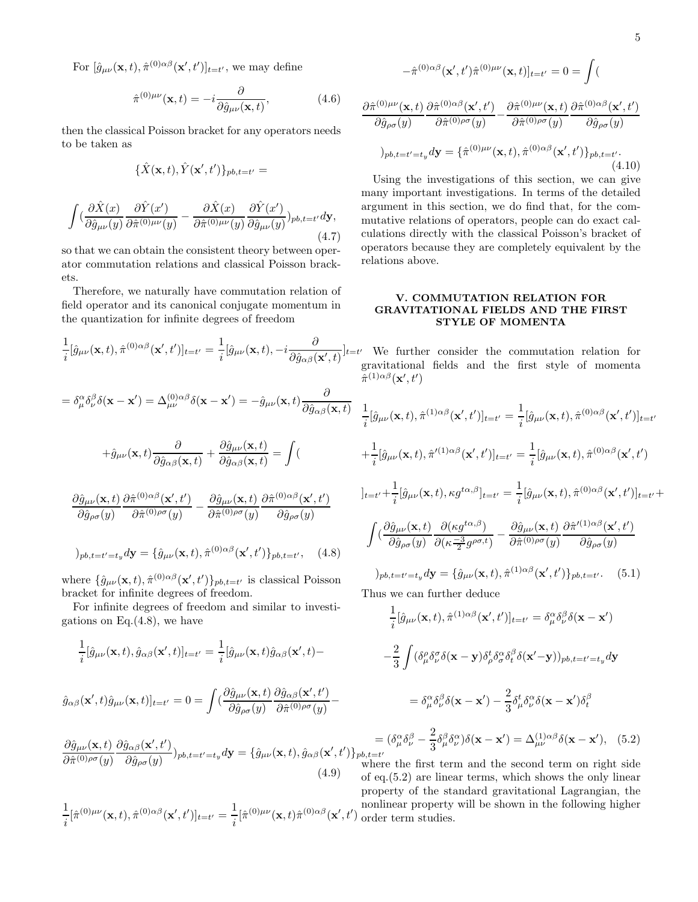For $[\hat{g}_{\mu\nu}(\mathbf{x},t), \hat{\pi}^{(0)\alpha\beta}(\mathbf{x}',t')]_{t=t'}$, we may define

$$\hat{\pi}^{(0)\mu\nu}(\mathbf{x},t) = -i\frac{\partial}{\partial \hat{g}_{\mu\nu}(\mathbf{x},t)}, \tag{4.6}$$

then the classical Poisson bracket for any operators needs to be taken as

$$\{\hat{X}(\mathbf{x},t), \hat{Y}(\mathbf{x}',t')\}_{pb,t=t'} =$$

$$\int (\frac{\partial \hat{X}(x)}{\partial \hat{g}_{\mu\nu}(y)}\frac{\partial \hat{Y}(x')}{\partial \hat{\pi}^{(0)\mu\nu}(y)} - \frac{\partial \hat{X}(x)}{\partial \hat{\pi}^{(0)\mu\nu}(y)}\frac{\partial \hat{Y}(x')}{\partial \hat{g}_{\mu\nu}(y)})_{pb,t=t'} d\mathbf{y}, \tag{4.7}$$

so that we can obtain the consistent theory between operator commutation relations and classical Poisson brackets.

Therefore, we naturally have commutation relation of field operator and its canonical conjugate momentum in the quantization for infinite degrees of freedom

$$\frac{1}{i}[\hat{g}_{\mu\nu}(\mathbf{x},t), \hat{\pi}^{(0)\alpha\beta}(\mathbf{x}',t')]_{t=t'} = \frac{1}{i}[\hat{g}_{\mu\nu}(\mathbf{x},t), -i\frac{\partial}{\partial \hat{g}_{\alpha\beta}(\mathbf{x}',t)}]_{t=t'}$$

$$= \delta^{\alpha}_{\mu}\delta^{\beta}_{\nu}\delta(\mathbf{x}-\mathbf{x}') = \Delta^{(0)\alpha\beta}_{\mu\nu}\delta(\mathbf{x}-\mathbf{x}') = -\hat{g}_{\mu\nu}(\mathbf{x},t)\frac{\partial}{\partial \hat{g}_{\alpha\beta}(\mathbf{x},t)}$$

$$+\hat{g}_{\mu\nu}(\mathbf{x},t)\frac{\partial}{\partial \hat{g}_{\alpha\beta}(\mathbf{x},t)} + \frac{\partial \hat{g}_{\mu\nu}(\mathbf{x},t)}{\partial \hat{g}_{\alpha\beta}(\mathbf{x},t)} = \int ($$

$$\frac{\partial \hat{g}_{\mu\nu}(\mathbf{x},t)}{\partial \hat{g}_{\rho\sigma}(y)}\frac{\partial \hat{\pi}^{(0)\alpha\beta}(\mathbf{x}',t')}{\partial \hat{\pi}^{(0)\rho\sigma}(y)} - \frac{\partial \hat{g}_{\mu\nu}(\mathbf{x},t)}{\partial \hat{\pi}^{(0)\rho\sigma}(y)}\frac{\partial \hat{\pi}^{(0)\alpha\beta}(\mathbf{x}',t')}{\partial \hat{g}_{\rho\sigma}(y)}$$

$$)_{pb,t=t'=t_y} d\mathbf{y} = \{\hat{g}_{\mu\nu}(\mathbf{x},t), \hat{\pi}^{(0)\alpha\beta}(\mathbf{x}',t')\}_{pb,t=t'}, \tag{4.8}$$

where $\{\hat{g}_{\mu\nu}(\mathbf{x},t), \hat{\pi}^{(0)\alpha\beta}(\mathbf{x}',t')\}_{pb,t=t'}$ is classical Poisson bracket for infinite degrees of freedom.

For infinite degrees of freedom and similar to investigations on Eq.(4.8), we have

$$\frac{1}{i}[\hat{g}_{\mu\nu}(\mathbf{x},t), \hat{g}_{\alpha\beta}(\mathbf{x}',t)]_{t=t'} = \frac{1}{i}[\hat{g}_{\mu\nu}(\mathbf{x},t)\hat{g}_{\alpha\beta}(\mathbf{x}',t)-$$

$$\hat{g}_{\alpha\beta}(\mathbf{x}',t)\hat{g}_{\mu\nu}(\mathbf{x},t)]_{t=t'} = 0 = \int (\frac{\partial \hat{g}_{\mu\nu}(\mathbf{x},t)}{\partial \hat{g}_{\rho\sigma}(y)}\frac{\partial \hat{g}_{\alpha\beta}(\mathbf{x}',t')}{\partial \hat{\pi}^{(0)\rho\sigma}(y)} -$$

$$\frac{\partial \hat{g}_{\mu\nu}(\mathbf{x},t)}{\partial \hat{\pi}^{(0)\rho\sigma}(y)}\frac{\partial \hat{g}_{\alpha\beta}(\mathbf{x}',t')}{\partial \hat{g}_{\rho\sigma}(y)})_{pb,t=t'=t_y} d\mathbf{y} = \{\hat{g}_{\mu\nu}(\mathbf{x},t), \hat{g}_{\alpha\beta}(\mathbf{x}',t')\}_{pb,t=t'} \tag{4.9}$$

$$\frac{1}{i}[\hat{\pi}^{(0)\mu\nu}(\mathbf{x},t), \hat{\pi}^{(0)\alpha\beta}(\mathbf{x}',t')]_{t=t'} = \frac{1}{i}[\hat{\pi}^{(0)\mu\nu}(\mathbf{x},t)\hat{\pi}^{(0)\alpha\beta}(\mathbf{x}',t')$$

$$-\hat{\pi}^{(0)\alpha\beta}(\mathbf{x}',t')\hat{\pi}^{(0)\mu\nu}(\mathbf{x},t)]_{t=t'} = 0 = \int ($$

$$\frac{\partial \hat{\pi}^{(0)\mu\nu}(\mathbf{x},t)}{\partial \hat{g}_{\rho\sigma}(y)}\frac{\partial \hat{\pi}^{(0)\alpha\beta}(\mathbf{x}',t')}{\partial \hat{\pi}^{(0)\rho\sigma}(y)} - \frac{\partial \hat{\pi}^{(0)\mu\nu}(\mathbf{x},t)}{\partial \hat{\pi}^{(0)\rho\sigma}(y)}\frac{\partial \hat{\pi}^{(0)\alpha\beta}(\mathbf{x}',t')}{\partial \hat{g}_{\rho\sigma}(y)}$$

$$)_{pb,t=t'=t_y} d\mathbf{y} = \{\hat{\pi}^{(0)\mu\nu}(\mathbf{x},t), \hat{\pi}^{(0)\alpha\beta}(\mathbf{x}',t')\}_{pb,t=t'}. \tag{4.10}$$

Using the investigations of this section, we can give many important investigations. In terms of the detailed argument in this section, we do find that, for the commutative relations of operators, people can do exact calculations directly with the classical Poisson's bracket of operators because they are completely equivalent by the relations above.

## V. COMMUTATION RELATION FOR GRAVITATIONAL FIELDS AND THE FIRST STYLE OF MOMENTA

We further consider the commutation relation for gravitational fields and the first style of momenta $\hat{\pi}^{(1)\alpha\beta}(\mathbf{x}',t')$

$$\frac{1}{i}[\hat{g}_{\mu\nu}(\mathbf{x},t), \hat{\pi}^{(1)\alpha\beta}(\mathbf{x}',t')]_{t=t'} = \frac{1}{i}[\hat{g}_{\mu\nu}(\mathbf{x},t), \hat{\pi}^{(0)\alpha\beta}(\mathbf{x}',t')]_{t=t'}$$

$$+\frac{1}{i}[\hat{g}_{\mu\nu}(\mathbf{x},t), \hat{\pi}'^{(1)\alpha\beta}(\mathbf{x}',t')]_{t=t'} = \frac{1}{i}[\hat{g}_{\mu\nu}(\mathbf{x},t), \hat{\pi}^{(0)\alpha\beta}(\mathbf{x}',t')$$

$$]_{t=t'} + \frac{1}{i}[\hat{g}_{\mu\nu}(\mathbf{x},t), \kappa g^{t\alpha,\beta}]_{t=t'} = \frac{1}{i}[\hat{g}_{\mu\nu}(\mathbf{x},t), \hat{\pi}^{(0)\alpha\beta}(\mathbf{x}',t')]_{t=t'} +$$

$$\int (\frac{\partial \hat{g}_{\mu\nu}(\mathbf{x},t)}{\partial \hat{g}_{\rho\sigma}(y)}\frac{\partial (\kappa g^{t\alpha,\beta})}{\partial (\kappa^{\frac{-3}{2}} g^{\rho\sigma,t})} - \frac{\partial \hat{g}_{\mu\nu}(\mathbf{x},t)}{\partial \hat{\pi}^{(0)\rho\sigma}(y)}\frac{\partial \hat{\pi}'^{(1)\alpha\beta}(\mathbf{x}',t')}{\partial \hat{g}_{\rho\sigma}(y)}$$

$$)_{pb,t=t'=t_y} d\mathbf{y} = \{\hat{g}_{\mu\nu}(\mathbf{x},t), \hat{\pi}^{(1)\alpha\beta}(\mathbf{x}',t')\}_{pb,t=t'}. \tag{5.1}$$

Thus we can further deduce

$$\frac{1}{i}[\hat{g}_{\mu\nu}(\mathbf{x},t), \hat{\pi}^{(1)\alpha\beta}(\mathbf{x}',t')]_{t=t'} = \delta^{\alpha}_{\mu}\delta^{\beta}_{\nu}\delta(\mathbf{x}-\mathbf{x}')$$

$$-\frac{2}{3}\int (\delta^{\rho}_{\mu}\delta^{\sigma}_{\nu}\delta(\mathbf{x}-\mathbf{y})\delta^{t}_{\rho}\delta^{\alpha}_{\sigma}\delta^{\beta}_{t}\delta(\mathbf{x}'-\mathbf{y}))_{pb,t=t'=t_y} d\mathbf{y}$$

$$= \delta^{\alpha}_{\mu}\delta^{\beta}_{\nu}\delta(\mathbf{x}-\mathbf{x}') - \frac{2}{3}\delta^{t}_{\mu}\delta^{\alpha}_{\nu}\delta(\mathbf{x}-\mathbf{x}')\delta^{\beta}_{t}$$

$$= (\delta^{\alpha}_{\mu}\delta^{\beta}_{\nu} - \frac{2}{3}\delta^{\beta}_{\mu}\delta^{\alpha}_{\nu})\delta(\mathbf{x}-\mathbf{x}') = \Delta^{(1)\alpha\beta}_{\mu\nu}\delta(\mathbf{x}-\mathbf{x}'), \tag{5.2}$$

where the first term and the second term on right side of eq.(5.2) are linear terms, which shows the only linear property of the standard gravitational Lagrangian, the nonlinear property will be shown in the following higher order term studies.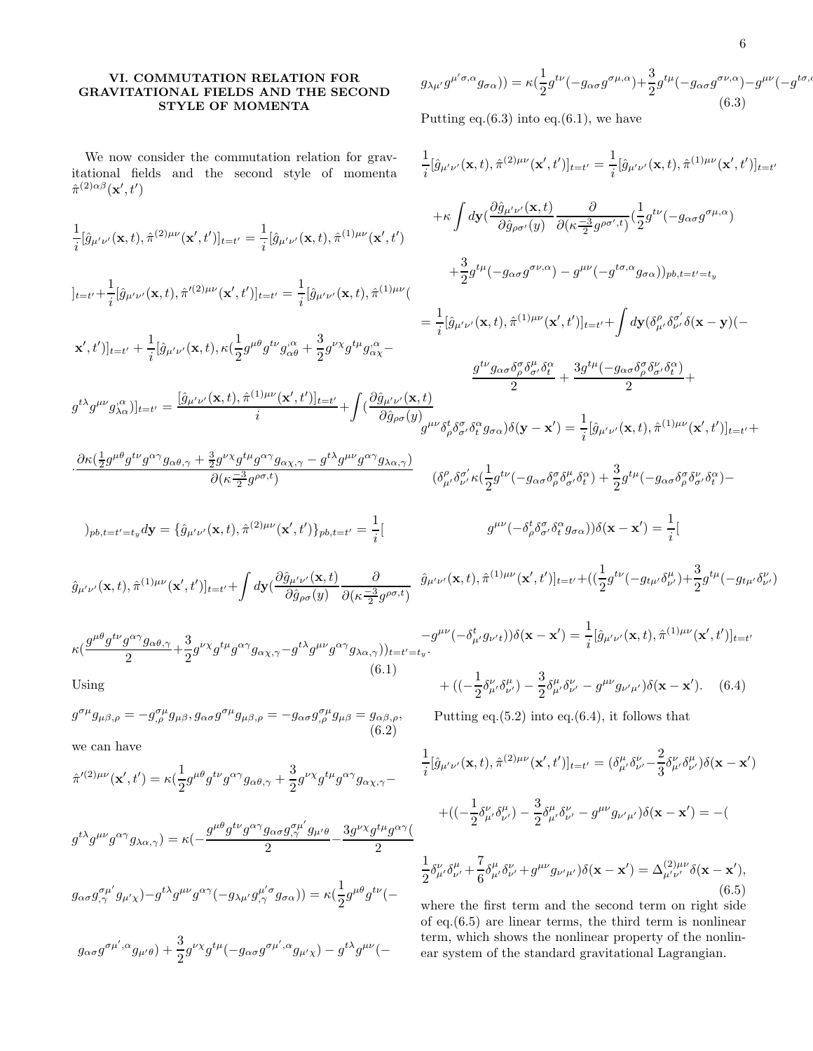## VI. COMMUTATION RELATION FOR GRAVITATIONAL FIELDS AND THE SECOND STYLE OF MOMENTA

We now consider the commutation relation for gravitational fields and the second style of momenta $\hat{\pi}^{(2)\alpha\beta}(\mathbf{x}',t')$

$$
\frac{1}{i}[\hat{g}_{\mu'\nu'}(\mathbf{x},t),\hat{\pi}^{(2)\mu\nu}(\mathbf{x}',t')]_{t=t'} = \frac{1}{i}[\hat{g}_{\mu'\nu'}(\mathbf{x},t),\hat{\pi}^{(1)\mu\nu}(\mathbf{x}',t')]_{t=t'} + \frac{1}{i}[\hat{g}_{\mu'\nu'}(\mathbf{x},t),\hat{\pi}'^{(2)\mu\nu}(\mathbf{x}',t')]_{t=t'} = \frac{1}{i}[\hat{g}_{\mu'\nu'}(\mathbf{x},t),\hat{\pi}^{(1)\mu\nu}(\mathbf{x}',t')]_{t=t'} + \frac{1}{i}[\hat{g}_{\mu'\nu'}(\mathbf{x},t),\kappa(\frac{1}{2}g^{\mu\theta}g^{t\nu}g^{\,\,\alpha}_{\alpha\theta,} + \frac{3}{2}g^{\nu\chi}g^{t\mu}g^{\,\,\alpha}_{\alpha\chi,} - g^{t\lambda}g^{\mu\nu}g^{\,\,\alpha}_{\lambda\alpha,})]_{t=t'} = \frac{[\hat{g}_{\mu'\nu'}(\mathbf{x},t),\hat{\pi}^{(1)\mu\nu}(\mathbf{x}',t')]_{t=t'}}{i} + \int(\frac{\partial\hat{g}_{\mu'\nu'}(\mathbf{x},t)}{\partial\hat{g}_{\rho\sigma}(y)} \cdot \frac{\partial\kappa(\frac{1}{2}g^{\mu\theta}g^{t\nu}g^{\alpha\gamma}g_{\alpha\theta,\gamma} + \frac{3}{2}g^{\nu\chi}g^{t\mu}g^{\alpha\gamma}g_{\alpha\chi,\gamma} - g^{t\lambda}g^{\mu\nu}g^{\alpha\gamma}g_{\lambda\alpha,\gamma})}{\partial(\kappa^{\frac{-3}{2}}g^{\rho\sigma,t})})_{pb,t=t'=t_y}d\mathbf{y} = \{\hat{g}_{\mu'\nu'}(\mathbf{x},t),\hat{\pi}^{(2)\mu\nu}(\mathbf{x}',t')\}_{pb,t=t'} = \frac{1}{i}[\hat{g}_{\mu'\nu'}(\mathbf{x},t),\hat{\pi}^{(1)\mu\nu}(\mathbf{x}',t')]_{t=t'} + \int d\mathbf{y}(\frac{\partial\hat{g}_{\mu'\nu'}(\mathbf{x},t)}{\partial\hat{g}_{\rho\sigma}(y)}\frac{\partial}{\partial(\kappa^{\frac{-3}{2}}g^{\rho\sigma,t})}\kappa(\frac{g^{\mu\theta}g^{t\nu}g^{\alpha\gamma}g_{\alpha\theta,\gamma}}{2} + \frac{3}{2}g^{\nu\chi}g^{t\mu}g^{\alpha\gamma}g_{\alpha\chi,\gamma} - g^{t\lambda}g^{\mu\nu}g^{\alpha\gamma}g_{\lambda\alpha,\gamma}))_{t=t'=t_y}. \tag{6.1}
$$

Using

$$
g^{\sigma\mu}g_{\mu\beta,\rho} = -g^{\sigma\mu}_{,\rho}g_{\mu\beta}, \quad g_{\alpha\sigma}g^{\sigma\mu}g_{\mu\beta,\rho} = -g_{\alpha\sigma}g^{\sigma\mu}_{,\rho}g_{\mu\beta} = g_{\alpha\beta,\rho}, \tag{6.2}
$$

we can have

$$
\hat{\pi}'^{(2)\mu\nu}(\mathbf{x}',t') = \kappa(\frac{1}{2}g^{\mu\theta}g^{t\nu}g^{\alpha\gamma}g_{\alpha\theta,\gamma} + \frac{3}{2}g^{\nu\chi}g^{t\mu}g^{\alpha\gamma}g_{\alpha\chi,\gamma} - g^{t\lambda}g^{\mu\nu}g^{\alpha\gamma}g_{\lambda\alpha,\gamma}) = \kappa(-\frac{g^{\mu\theta}g^{t\nu}g^{\alpha\gamma}g_{\alpha\sigma}g^{\sigma\mu'}_{,\gamma}g_{\mu'\theta}}{2} - \frac{3g^{\nu\chi}g^{t\mu}g^{\alpha\gamma}(g_{\alpha\sigma}g^{\sigma\mu'}_{,\gamma}g_{\mu'\chi})}{2} - g^{t\lambda}g^{\mu\nu}g^{\alpha\gamma}(-g_{\lambda\mu'}g^{\mu'\sigma}_{,\gamma}g_{\sigma\alpha})) = \kappa(\frac{1}{2}g^{\mu\theta}g^{t\nu}(-g_{\alpha\sigma}g^{\sigma\mu',\alpha}g_{\mu'\theta}) + \frac{3}{2}g^{\nu\chi}g^{t\mu}(-g_{\alpha\sigma}g^{\sigma\mu',\alpha}g_{\mu'\chi}) - g^{t\lambda}g^{\mu\nu}(-g_{\lambda\mu'}g^{\mu'\sigma,\alpha}g_{\sigma\alpha})) = \kappa(\frac{1}{2}g^{t\nu}(-g_{\alpha\sigma}g^{\sigma\mu,\alpha}) + \frac{3}{2}g^{t\mu}(-g_{\alpha\sigma}g^{\sigma\nu,\alpha}) - g^{\mu\nu}(-g^{t\sigma,\alpha}g_{\sigma\alpha})) \tag{6.3}
$$

Putting eq.(6.3) into eq.(6.1), we have

$$
\frac{1}{i}[\hat{g}_{\mu'\nu'}(\mathbf{x},t),\hat{\pi}^{(2)\mu\nu}(\mathbf{x}',t')]_{t=t'} = \frac{1}{i}[\hat{g}_{\mu'\nu'}(\mathbf{x},t),\hat{\pi}^{(1)\mu\nu}(\mathbf{x}',t')]_{t=t'} + \kappa\int d\mathbf{y}(\frac{\partial\hat{g}_{\mu'\nu'}(\mathbf{x},t)}{\partial\hat{g}_{\rho\sigma'}(y)}\frac{\partial}{\partial(\kappa^{\frac{-3}{2}}g^{\rho\sigma',t})}(\frac{1}{2}g^{t\nu}(-g_{\alpha\sigma}g^{\sigma\mu,\alpha}) + \frac{3}{2}g^{t\mu}(-g_{\alpha\sigma}g^{\sigma\nu,\alpha}) - g^{\mu\nu}(-g^{t\sigma,\alpha}g_{\sigma\alpha}))_{pb,t=t'=t_y} = \frac{1}{i}[\hat{g}_{\mu'\nu'}(\mathbf{x},t),\hat{\pi}^{(1)\mu\nu}(\mathbf{x}',t')]_{t=t'} + \int d\mathbf{y}(\delta^{\rho}_{\mu'}\delta^{\sigma'}_{\nu'}\delta(\mathbf{x}-\mathbf{y})(-\frac{g^{t\nu}g_{\alpha\sigma}\delta^{\sigma}_{\rho}\delta^{\mu}_{\sigma'}\delta^{\alpha}_{t}}{2} + \frac{3g^{t\mu}(-g_{\alpha\sigma}\delta^{\sigma}_{\rho}\delta^{\nu}_{\sigma'}\delta^{\alpha}_{t})}{2} + g^{\mu\nu}\delta^{t}_{\rho}\delta^{\sigma}_{\sigma'}\delta^{\alpha}_{t}g_{\sigma\alpha})\delta(\mathbf{y}-\mathbf{x}') = \frac{1}{i}[\hat{g}_{\mu'\nu'}(\mathbf{x},t),\hat{\pi}^{(1)\mu\nu}(\mathbf{x}',t')]_{t=t'} + (\delta^{\rho}_{\mu'}\delta^{\sigma'}_{\nu'}\kappa(\frac{1}{2}g^{t\nu}(-g_{\alpha\sigma}\delta^{\sigma}_{\rho}\delta^{\mu}_{\sigma'}\delta^{\alpha}_{t}) + \frac{3}{2}g^{t\mu}(-g_{\alpha\sigma}\delta^{\sigma}_{\rho}\delta^{\nu}_{\sigma'}\delta^{\alpha}_{t}) - g^{\mu\nu}(-\delta^{t}_{\rho}\delta^{\sigma}_{\sigma'}\delta^{\alpha}_{t}g_{\sigma\alpha}))\delta(\mathbf{x}-\mathbf{x}') = \frac{1}{i}[\hat{g}_{\mu'\nu'}(\mathbf{x},t),\hat{\pi}^{(1)\mu\nu}(\mathbf{x}',t')]_{t=t'} + ((\frac{1}{2}g^{t\nu}(-g_{t\mu'}\delta^{\mu}_{\nu'}) + \frac{3}{2}g^{t\mu}(-g_{t\mu'}\delta^{\nu}_{\nu'}) - g^{\mu\nu}(-\delta^{t}_{\mu'}g_{\nu' t}))\delta(\mathbf{x}-\mathbf{x}') = \frac{1}{i}[\hat{g}_{\mu'\nu'}(\mathbf{x},t),\hat{\pi}^{(1)\mu\nu}(\mathbf{x}',t')]_{t=t'} + ((-\frac{1}{2}\delta^{\nu}_{\mu'}\delta^{\mu}_{\nu'}) - \frac{3}{2}\delta^{\mu}_{\mu'}\delta^{\nu}_{\nu'} - g^{\mu\nu}g_{\nu'\mu'})\delta(\mathbf{x}-\mathbf{x}'). \tag{6.4}
$$

Putting eq.(5.2) into eq.(6.4), it follows that

$$
\frac{1}{i}[\hat{g}_{\mu'\nu'}(\mathbf{x},t),\hat{\pi}^{(2)\mu\nu}(\mathbf{x}',t')]_{t=t'} = (\delta^{\mu}_{\mu'}\delta^{\nu}_{\nu'} - \frac{2}{3}\delta^{\nu}_{\mu'}\delta^{\mu}_{\nu'})\delta(\mathbf{x}-\mathbf{x}') + ((-\frac{1}{2}\delta^{\nu}_{\mu'}\delta^{\mu}_{\nu'}) - \frac{3}{2}\delta^{\mu}_{\mu'}\delta^{\nu}_{\nu'} - g^{\mu\nu}g_{\nu'\mu'})\delta(\mathbf{x}-\mathbf{x}') = -(\frac{1}{2}\delta^{\nu}_{\mu'}\delta^{\mu}_{\nu'} + \frac{7}{6}\delta^{\mu}_{\mu'}\delta^{\nu}_{\nu'} + g^{\mu\nu}g_{\nu'\mu'})\delta(\mathbf{x}-\mathbf{x}') = \Delta^{(2)\mu\nu}_{\mu'\nu'}\delta(\mathbf{x}-\mathbf{x}'), \tag{6.5}
$$

where the first term and the second term on right side of eq.(6.5) are linear terms, the third term is nonlinear term, which shows the nonlinear property of the nonlinear system of the standard gravitational Lagrangian.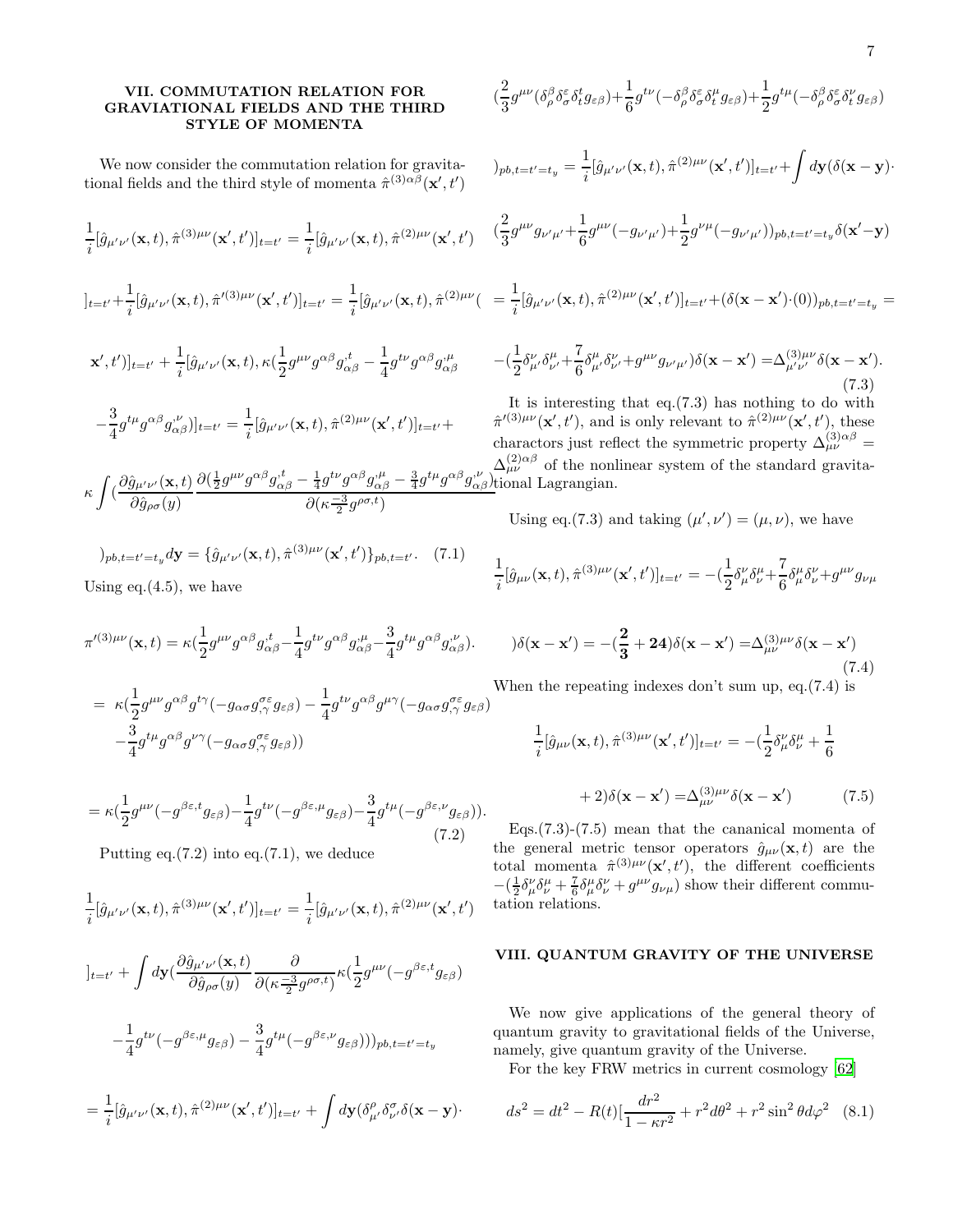### VII. COMMUTATION RELATION FOR GRAVIATIONAL FIELDS AND THE THIRD STYLE OF MOMENTA

We now consider the commutation relation for gravitational fields and the third style of momenta $\hat{\pi}^{(3)\alpha\beta}(\mathbf{x}',t')$

$$\frac{1}{i}[\hat{g}_{\mu'\nu'}(\mathbf{x},t),\hat{\pi}^{(3)\mu\nu}(\mathbf{x}',t')]_{t=t'}=\frac{1}{i}[\hat{g}_{\mu'\nu'}(\mathbf{x},t),\hat{\pi}^{(2)\mu\nu}(\mathbf{x}',t')$$

$$]_{t=t'}+\frac{1}{i}[\hat{g}_{\mu'\nu'}(\mathbf{x},t),\hat{\pi}'^{(3)\mu\nu}(\mathbf{x}',t')]_{t=t'}=\frac{1}{i}[\hat{g}_{\mu'\nu'}(\mathbf{x},t),\hat{\pi}^{(2)\mu\nu}($$

$$\mathbf{x}',t')]_{t=t'}+\frac{1}{i}[\hat{g}_{\mu'\nu'}(\mathbf{x},t),\kappa(\frac{1}{2}g^{\mu\nu}g^{\alpha\beta}g^{;t}_{\alpha\beta}-\frac{1}{4}g^{t\nu}g^{\alpha\beta}g^{;\mu}_{\alpha\beta}$$

$$-\frac{3}{4}g^{t\mu}g^{\alpha\beta}g^{;\nu}_{\alpha\beta})]_{t=t'}=\frac{1}{i}[\hat{g}_{\mu'\nu'}(\mathbf{x},t),\hat{\pi}^{(2)\mu\nu}(\mathbf{x}',t')]_{t=t'}+$$

$$\kappa\int(\frac{\partial\hat{g}_{\mu'\nu'}(\mathbf{x},t)}{\partial\hat{g}_{\rho\sigma}(y)}\frac{\partial(\frac{1}{2}g^{\mu\nu}g^{\alpha\beta}g^{;t}_{\alpha\beta}-\frac{1}{4}g^{t\nu}g^{\alpha\beta}g^{;\mu}_{\alpha\beta}-\frac{3}{4}g^{t\mu}g^{\alpha\beta}g^{;\nu}_{\alpha\beta})}{\partial(\kappa\frac{-3}{2}g^{\rho\sigma,t})}$$

$$)_{pb,t=t'=t_y}d\mathbf{y}=\{\hat{g}_{\mu'\nu'}(\mathbf{x},t),\hat{\pi}^{(3)\mu\nu}(\mathbf{x}',t')\}_{pb,t=t'}. \quad (7.1)$$

Using eq.(4.5), we have

$$\pi'^{(3)\mu\nu}(\mathbf{x},t)=\kappa(\frac{1}{2}g^{\mu\nu}g^{\alpha\beta}g^{;t}_{\alpha\beta}-\frac{1}{4}g^{t\nu}g^{\alpha\beta}g^{;\mu}_{\alpha\beta}-\frac{3}{4}g^{t\mu}g^{\alpha\beta}g^{;\nu}_{\alpha\beta}).$$

$$=\kappa(\frac{1}{2}g^{\mu\nu}g^{\alpha\beta}g^{t\gamma}(-g_{\alpha\sigma}g^{\sigma\varepsilon}_{,\gamma}g_{\varepsilon\beta})-\frac{1}{4}g^{t\nu}g^{\alpha\beta}g^{\mu\gamma}(-g_{\alpha\sigma}g^{\sigma\varepsilon}_{,\gamma}g_{\varepsilon\beta})$$
$$-\frac{3}{4}g^{t\mu}g^{\alpha\beta}g^{\nu\gamma}(-g_{\alpha\sigma}g^{\sigma\varepsilon}_{,\gamma}g_{\varepsilon\beta}))$$

$$=\kappa(\frac{1}{2}g^{\mu\nu}(-g^{\beta\varepsilon,t}g_{\varepsilon\beta})-\frac{1}{4}g^{t\nu}(-g^{\beta\varepsilon,\mu}g_{\varepsilon\beta})-\frac{3}{4}g^{t\mu}(-g^{\beta\varepsilon,\nu}g_{\varepsilon\beta})). \quad (7.2)$$

Putting eq.(7.2) into eq.(7.1), we deduce

$$\frac{1}{i}[\hat{g}_{\mu'\nu'}(\mathbf{x},t),\hat{\pi}^{(3)\mu\nu}(\mathbf{x}',t')]_{t=t'}=\frac{1}{i}[\hat{g}_{\mu'\nu'}(\mathbf{x},t),\hat{\pi}^{(2)\mu\nu}(\mathbf{x}',t')$$

$$]_{t=t'}+\int d\mathbf{y}(\frac{\partial\hat{g}_{\mu'\nu'}(\mathbf{x},t)}{\partial\hat{g}_{\rho\sigma}(y)}\frac{\partial}{\partial(\kappa\frac{-3}{2}g^{\rho\sigma,t})}\kappa(\frac{1}{2}g^{\mu\nu}(-g^{\beta\varepsilon,t}g_{\varepsilon\beta})$$

$$-\frac{1}{4}g^{t\nu}(-g^{\beta\varepsilon,\mu}g_{\varepsilon\beta})-\frac{3}{4}g^{t\mu}(-g^{\beta\varepsilon,\nu}g_{\varepsilon\beta})))_{pb,t=t'=t_y}$$

$$=\frac{1}{i}[\hat{g}_{\mu'\nu'}(\mathbf{x},t),\hat{\pi}^{(2)\mu\nu}(\mathbf{x}',t')]_{t=t'}+\int d\mathbf{y}(\delta^{\rho}_{\mu'}\delta^{\sigma}_{\nu'}\delta(\mathbf{x}-\mathbf{y})\cdot$$

$$(\frac{2}{3}g^{\mu\nu}(\delta^{\beta}_{\rho}\delta^{\varepsilon}_{\sigma}\delta^{t}_{t}g_{\varepsilon\beta})+\frac{1}{6}g^{t\nu}(-\delta^{\beta}_{\rho}\delta^{\varepsilon}_{\sigma}\delta^{\mu}_{t}g_{\varepsilon\beta})+\frac{1}{2}g^{t\mu}(-\delta^{\beta}_{\rho}\delta^{\varepsilon}_{\sigma}\delta^{\nu}_{t}g_{\varepsilon\beta})$$

$$)_{pb,t=t'=t_y}=\frac{1}{i}[\hat{g}_{\mu'\nu'}(\mathbf{x},t),\hat{\pi}^{(2)\mu\nu}(\mathbf{x}',t')]_{t=t'}+\int d\mathbf{y}(\delta(\mathbf{x}-\mathbf{y})\cdot$$

$$(\frac{2}{3}g^{\mu\nu}g_{\nu'\mu'}+\frac{1}{6}g^{\mu\nu}(-g_{\nu'\mu'})+\frac{1}{2}g^{\nu\mu}(-g_{\nu'\mu'}))_{pb,t=t'=t_y}\delta(\mathbf{x}'-\mathbf{y})$$

$$=\frac{1}{i}[\hat{g}_{\mu'\nu'}(\mathbf{x},t),\hat{\pi}^{(2)\mu\nu}(\mathbf{x}',t')]_{t=t'}+(\delta(\mathbf{x}-\mathbf{x}')\cdot(0))_{pb,t=t'=t_y}=$$

$$-(\frac{1}{2}\delta^{\nu}_{\mu'}\delta^{\mu}_{\nu'}+\frac{7}{6}\delta^{\mu}_{\mu'}\delta^{\nu}_{\nu'}+g^{\mu\nu}g_{\nu'\mu'})\delta(\mathbf{x}-\mathbf{x}')=\Delta^{(3)\mu\nu}_{\mu'\nu'}\delta(\mathbf{x}-\mathbf{x}'). \quad (7.3)$$

It is interesting that eq.(7.3) has nothing to do with $\hat{\pi}'^{(3)\mu\nu}(\mathbf{x}',t')$, and is only relevant to $\hat{\pi}^{(2)\mu\nu}(\mathbf{x}',t')$, these charactors just reflect the symmetric property $\Delta^{(3)\alpha\beta}_{\mu\nu}=\Delta^{(2)\alpha\beta}_{\mu\nu}$ of the nonlinear system of the standard gravitational Lagrangian.

Using eq.(7.3) and taking $(\mu',\nu')=(\mu,\nu)$, we have

$$\frac{1}{i}[\hat{g}_{\mu\nu}(\mathbf{x},t),\hat{\pi}^{(3)\mu\nu}(\mathbf{x}',t')]_{t=t'}=-(\frac{1}{2}\delta^{\nu}_{\mu}\delta^{\mu}_{\nu}+\frac{7}{6}\delta^{\mu}_{\mu}\delta^{\nu}_{\nu}+g^{\mu\nu}g_{\nu\mu}$$

$$)\delta(\mathbf{x}-\mathbf{x}')=-(\mathbf{\frac{2}{3}}+\mathbf{24})\delta(\mathbf{x}-\mathbf{x}')=\Delta^{(3)\mu\nu}_{\mu\nu}\delta(\mathbf{x}-\mathbf{x}') \quad (7.4)$$

When the repeating indexes don't sum up, eq.(7.4) is

$$\frac{1}{i}[\hat{g}_{\mu\nu}(\mathbf{x},t),\hat{\pi}^{(3)\mu\nu}(\mathbf{x}',t')]_{t=t'}=-(\frac{1}{2}\delta^{\nu}_{\mu}\delta^{\mu}_{\nu}+\frac{1}{6}$$

$$+2)\delta(\mathbf{x}-\mathbf{x}')=\Delta^{(3)\mu\nu}_{\mu\nu}\delta(\mathbf{x}-\mathbf{x}') \quad (7.5)$$

Eqs.(7.3)-(7.5) mean that the cananical momenta of the general metric tensor operators $\hat{g}_{\mu\nu}(\mathbf{x},t)$ are the total momenta $\hat{\pi}^{(3)\mu\nu}(\mathbf{x}',t')$, the different coefficients $-(\frac{1}{2}\delta^{\nu}_{\mu}\delta^{\mu}_{\nu}+\frac{7}{6}\delta^{\mu}_{\mu}\delta^{\nu}_{\nu}+g^{\mu\nu}g_{\nu\mu})$ show their different commutation relations.

### VIII. QUANTUM GRAVITY OF THE UNIVERSE

We now give applications of the general theory of quantum gravity to gravitational fields of the Universe, namely, give quantum gravity of the Universe.

For the key FRW metrics in current cosmology [62]

$$ds^2=dt^2-R(t)[\frac{dr^2}{1-\kappa r^2}+r^2d\theta^2+r^2\sin^2\theta d\varphi^2 \quad (8.1)$$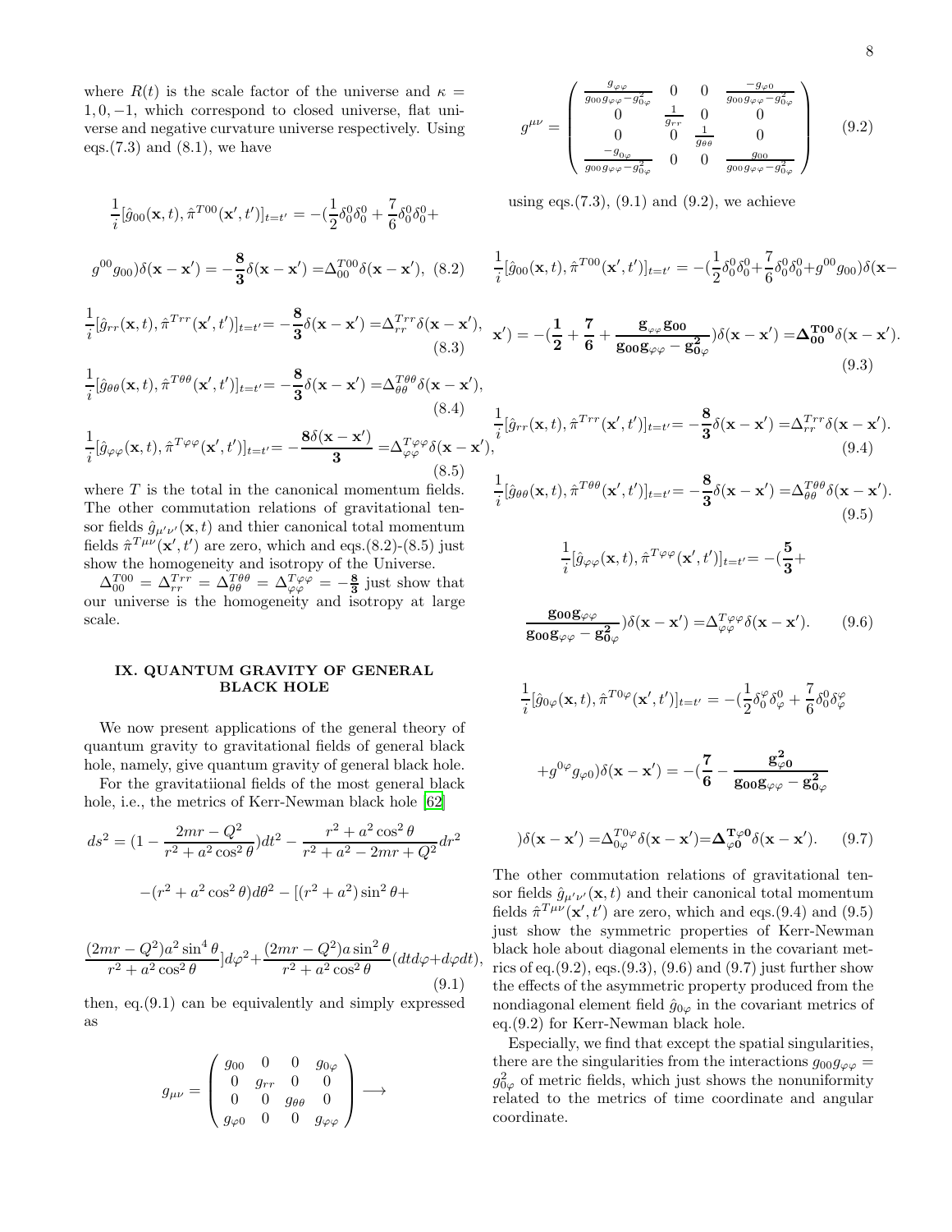where $R(t)$ is the scale factor of the universe and $\kappa = 1, 0, -1$, which correspond to closed universe, flat universe and negative curvature universe respectively. Using eqs.(7.3) and (8.1), we have

$$\frac{1}{i}[\hat{g}_{00}(\mathbf{x},t), \hat{\pi}^{T00}(\mathbf{x}',t')]_{t=t'} = -(\frac{1}{2}\delta_0^0\delta_0^0 + \frac{7}{6}\delta_0^0\delta_0^0 + g^{00}g_{00})\delta(\mathbf{x}-\mathbf{x}') = -\frac{\mathbf{8}}{\mathbf{3}}\delta(\mathbf{x}-\mathbf{x}') = \Delta_{00}^{T00}\delta(\mathbf{x}-\mathbf{x}'), \quad (8.2)$$

$$\frac{1}{i}[\hat{g}_{rr}(\mathbf{x},t), \hat{\pi}^{Trr}(\mathbf{x}',t')]_{t=t'} = -\frac{\mathbf{8}}{\mathbf{3}}\delta(\mathbf{x}-\mathbf{x}') = \Delta_{rr}^{Trr}\delta(\mathbf{x}-\mathbf{x}'), \quad (8.3)$$

$$\frac{1}{i}[\hat{g}_{\theta\theta}(\mathbf{x},t), \hat{\pi}^{T\theta\theta}(\mathbf{x}',t')]_{t=t'} = -\frac{\mathbf{8}}{\mathbf{3}}\delta(\mathbf{x}-\mathbf{x}') = \Delta_{\theta\theta}^{T\theta\theta}\delta(\mathbf{x}-\mathbf{x}'), \quad (8.4)$$

$$\frac{1}{i}[\hat{g}_{\varphi\varphi}(\mathbf{x},t), \hat{\pi}^{T\varphi\varphi}(\mathbf{x}',t')]_{t=t'} = -\frac{\mathbf{8}\delta(\mathbf{x}-\mathbf{x}')}{\mathbf{3}} = \Delta_{\varphi\varphi}^{T\varphi\varphi}\delta(\mathbf{x}-\mathbf{x}'), \quad (8.5)$$

where $T$ is the total in the canonical momentum fields. The other commutation relations of gravitational tensor fields $\hat{g}_{\mu'\nu'}(\mathbf{x},t)$ and thier canonical total momentum fields $\hat{\pi}^{T\mu\nu}(\mathbf{x}',t')$ are zero, which and eqs.(8.2)-(8.5) just show the homogeneity and isotropy of the Universe.

$\Delta_{00}^{T00} = \Delta_{rr}^{Trr} = \Delta_{\theta\theta}^{T\theta\theta} = \Delta_{\varphi\varphi}^{T\varphi\varphi} = -\frac{\mathbf{8}}{\mathbf{3}}$ just show that our universe is the homogeneity and isotropy at large scale.

## IX. QUANTUM GRAVITY OF GENERAL BLACK HOLE

We now present applications of the general theory of quantum gravity to gravitational fields of general black hole, namely, give quantum gravity of general black hole.

For the gravitatiional fields of the most general black hole, i.e., the metrics of Kerr-Newman black hole [62]

$$ds^2 = (1 - \frac{2mr - Q^2}{r^2 + a^2\cos^2\theta})dt^2 - \frac{r^2 + a^2\cos^2\theta}{r^2 + a^2 - 2mr + Q^2}dr^2 - (r^2 + a^2\cos^2\theta)d\theta^2 - [(r^2 + a^2)\sin^2\theta + \frac{(2mr - Q^2)a^2\sin^4\theta}{r^2 + a^2\cos^2\theta}]d\varphi^2 + \frac{(2mr - Q^2)a\sin^2\theta}{r^2 + a^2\cos^2\theta}(dtd\varphi + d\varphi dt), \quad (9.1)$$

then, eq.(9.1) can be equivalently and simply expressed as

$$g_{\mu\nu} = \begin{pmatrix} g_{00} & 0 & 0 & g_{0\varphi} \\ 0 & g_{rr} & 0 & 0 \\ 0 & 0 & g_{\theta\theta} & 0 \\ g_{\varphi 0} & 0 & 0 & g_{\varphi\varphi} \end{pmatrix} \longrightarrow$$

$$g^{\mu\nu} = \begin{pmatrix} \frac{g_{\varphi\varphi}}{g_{00}g_{\varphi\varphi} - g_{0\varphi}^2} & 0 & 0 & \frac{-g_{\varphi 0}}{g_{00}g_{\varphi\varphi} - g_{0\varphi}^2} \\ 0 & \frac{1}{g_{rr}} & 0 & 0 \\ 0 & 0 & \frac{1}{g_{\theta\theta}} & 0 \\ \frac{-g_{0\varphi}}{g_{00}g_{\varphi\varphi} - g_{0\varphi}^2} & 0 & 0 & \frac{g_{00}}{g_{00}g_{\varphi\varphi} - g_{0\varphi}^2} \end{pmatrix} \quad (9.2)$$

using eqs.(7.3), (9.1) and (9.2), we achieve

$$\frac{1}{i}[\hat{g}_{00}(\mathbf{x},t), \hat{\pi}^{T00}(\mathbf{x}',t')]_{t=t'} = -(\frac{1}{2}\delta_0^0\delta_0^0 + \frac{7}{6}\delta_0^0\delta_0^0 + g^{00}g_{00})\delta(\mathbf{x}-\mathbf{x}') = -(\frac{\mathbf{1}}{\mathbf{2}} + \frac{\mathbf{7}}{\mathbf{6}} + \frac{\mathbf{g}_{\varphi\varphi}\mathbf{g_{00}}}{\mathbf{g_{00}g}_{\varphi\varphi} - \mathbf{g}_{0\varphi}^{\mathbf{2}}})\delta(\mathbf{x}-\mathbf{x}') = \mathbf{\Delta_{00}^{T00}}\delta(\mathbf{x}-\mathbf{x}'). \quad (9.3)$$

$$\frac{1}{i}[\hat{g}_{rr}(\mathbf{x},t), \hat{\pi}^{Trr}(\mathbf{x}',t')]_{t=t'} = -\frac{\mathbf{8}}{\mathbf{3}}\delta(\mathbf{x}-\mathbf{x}') = \Delta_{rr}^{Trr}\delta(\mathbf{x}-\mathbf{x}'). \quad (9.4)$$

$$\frac{1}{i}[\hat{g}_{\theta\theta}(\mathbf{x},t), \hat{\pi}^{T\theta\theta}(\mathbf{x}',t')]_{t=t'} = -\frac{\mathbf{8}}{\mathbf{3}}\delta(\mathbf{x}-\mathbf{x}') = \Delta_{\theta\theta}^{T\theta\theta}\delta(\mathbf{x}-\mathbf{x}'). \quad (9.5)$$

$$\frac{1}{i}[\hat{g}_{\varphi\varphi}(\mathbf{x},t), \hat{\pi}^{T\varphi\varphi}(\mathbf{x}',t')]_{t=t'} = -(\frac{\mathbf{5}}{\mathbf{3}} + \frac{\mathbf{g_{00}g}_{\varphi\varphi}}{\mathbf{g_{00}g}_{\varphi\varphi} - \mathbf{g}_{0\varphi}^{\mathbf{2}}})\delta(\mathbf{x}-\mathbf{x}') = \Delta_{\varphi\varphi}^{T\varphi\varphi}\delta(\mathbf{x}-\mathbf{x}'). \quad (9.6)$$

$$\frac{1}{i}[\hat{g}_{0\varphi}(\mathbf{x},t), \hat{\pi}^{T0\varphi}(\mathbf{x}',t')]_{t=t'} = -(\frac{1}{2}\delta_0^{\varphi}\delta_{\varphi}^0 + \frac{7}{6}\delta_0^0\delta_{\varphi}^{\varphi} + g^{0\varphi}g_{\varphi 0})\delta(\mathbf{x}-\mathbf{x}') = -(\frac{\mathbf{7}}{\mathbf{6}} - \frac{\mathbf{g}_{\varphi\mathbf{0}}^{\mathbf{2}}}{\mathbf{g_{00}g}_{\varphi\varphi} - \mathbf{g}_{0\varphi}^{\mathbf{2}}})\delta(\mathbf{x}-\mathbf{x}') = \Delta_{0\varphi}^{T0\varphi}\delta(\mathbf{x}-\mathbf{x}') = \mathbf{\Delta_{\varphi 0}^{T\varphi 0}}\delta(\mathbf{x}-\mathbf{x}'). \quad (9.7)$$

The other commutation relations of gravitational tensor fields $\hat{g}_{\mu'\nu'}(\mathbf{x},t)$ and their canonical total momentum fields $\hat{\pi}^{T\mu\nu}(\mathbf{x}',t')$ are zero, which and eqs.(9.4) and (9.5) just show the symmetric properties of Kerr-Newman black hole about diagonal elements in the covariant metrics of eq.(9.2), eqs.(9.3), (9.6) and (9.7) just further show the effects of the asymmetric property produced from the nondiagonal element field $\hat{g}_{0\varphi}$ in the covariant metrics of eq.(9.2) for Kerr-Newman black hole.

Especially, we find that except the spatial singularities, there are the singularities from the interactions $g_{00}g_{\varphi\varphi} = g_{0\varphi}^2$ of metric fields, which just shows the nonuniformity related to the metrics of time coordinate and angular coordinate.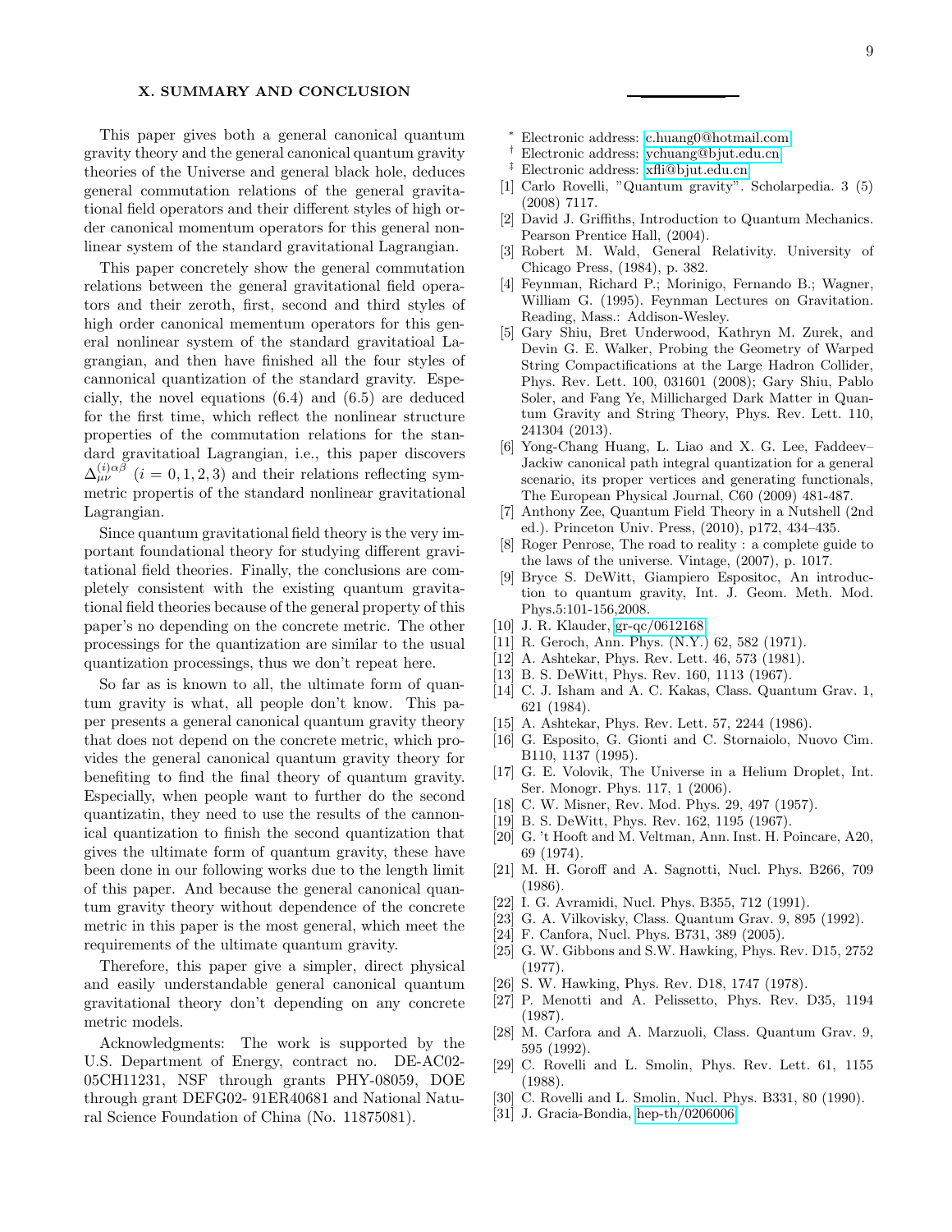## X. SUMMARY AND CONCLUSION

This paper gives both a general canonical quantum gravity theory and the general canonical quantum gravity theories of the Universe and general black hole, deduces general commutation relations of the general gravitational field operators and their different styles of high order canonical momentum operators for this general nonlinear system of the standard gravitational Lagrangian.

This paper concretely show the general commutation relations between the general gravitational field operators and their zeroth, first, second and third styles of high order canonical mementum operators for this general nonlinear system of the standard gravitatioal Lagrangian, and then have finished all the four styles of cannonical quantization of the standard gravity. Especially, the novel equations (6.4) and (6.5) are deduced for the first time, which reflect the nonlinear structure properties of the commutation relations for the standard gravitatioal Lagrangian, i.e., this paper discovers $\Delta^{(i)\alpha\beta}_{\mu\nu}$ $(i = 0, 1, 2, 3)$ and their relations reflecting symmetric propertis of the standard nonlinear gravitational Lagrangian.

Since quantum gravitational field theory is the very important foundational theory for studying different gravitational field theories. Finally, the conclusions are completely consistent with the existing quantum gravitational field theories because of the general property of this paper's no depending on the concrete metric. The other processings for the quantization are similar to the usual quantization processings, thus we don't repeat here.

So far as is known to all, the ultimate form of quantum gravity is what, all people don't know. This paper presents a general canonical quantum gravity theory that does not depend on the concrete metric, which provides the general canonical quantum gravity theory for benefiting to find the final theory of quantum gravity. Especially, when people want to further do the second quantizatin, they need to use the results of the cannonical quantization to finish the second quantization that gives the ultimate form of quantum gravity, these have been done in our following works due to the length limit of this paper. And because the general canonical quantum gravity theory without dependence of the concrete metric in this paper is the most general, which meet the requirements of the ultimate quantum gravity.

Therefore, this paper give a simpler, direct physical and easily understandable general canonical quantum gravitational theory don't depending on any concrete metric models.

Acknowledgments: The work is supported by the U.S. Department of Energy, contract no. DE-AC02-05CH11231, NSF through grants PHY-08059, DOE through grant DEFG02- 91ER40681 and National Natural Science Foundation of China (No. 11875081).

---

\* Electronic address: c.huang0@hotmail.com
† Electronic address: ychuang@bjut.edu.cn
‡ Electronic address: xfli@bjut.edu.cn

[1] Carlo Rovelli, "Quantum gravity". Scholarpedia. 3 (5) (2008) 7117.
[2] David J. Griffiths, Introduction to Quantum Mechanics. Pearson Prentice Hall, (2004).
[3] Robert M. Wald, General Relativity. University of Chicago Press, (1984), p. 382.
[4] Feynman, Richard P.; Morinigo, Fernando B.; Wagner, William G. (1995). Feynman Lectures on Gravitation. Reading, Mass.: Addison-Wesley.
[5] Gary Shiu, Bret Underwood, Kathryn M. Zurek, and Devin G. E. Walker, Probing the Geometry of Warped String Compactifications at the Large Hadron Collider, Phys. Rev. Lett. 100, 031601 (2008); Gary Shiu, Pablo Soler, and Fang Ye, Millicharged Dark Matter in Quantum Gravity and String Theory, Phys. Rev. Lett. 110, 241304 (2013).
[6] Yong-Chang Huang, L. Liao and X. G. Lee, Faddeev–Jackiw canonical path integral quantization for a general scenario, its proper vertices and generating functionals, The European Physical Journal, C60 (2009) 481-487.
[7] Anthony Zee, Quantum Field Theory in a Nutshell (2nd ed.). Princeton Univ. Press, (2010), p172, 434–435.
[8] Roger Penrose, The road to reality : a complete guide to the laws of the universe. Vintage, (2007), p. 1017.
[9] Bryce S. DeWitt, Giampiero Espositoc, An introduction to quantum gravity, Int. J. Geom. Meth. Mod. Phys.5:101-156,2008.
[10] J. R. Klauder, gr-qc/0612168.
[11] R. Geroch, Ann. Phys. (N.Y.) 62, 582 (1971).
[12] A. Ashtekar, Phys. Rev. Lett. 46, 573 (1981).
[13] B. S. DeWitt, Phys. Rev. 160, 1113 (1967).
[14] C. J. Isham and A. C. Kakas, Class. Quantum Grav. 1, 621 (1984).
[15] A. Ashtekar, Phys. Rev. Lett. 57, 2244 (1986).
[16] G. Esposito, G. Gionti and C. Stornaiolo, Nuovo Cim. B110, 1137 (1995).
[17] G. E. Volovik, The Universe in a Helium Droplet, Int. Ser. Monogr. Phys. 117, 1 (2006).
[18] C. W. Misner, Rev. Mod. Phys. 29, 497 (1957).
[19] B. S. DeWitt, Phys. Rev. 162, 1195 (1967).
[20] G. 't Hooft and M. Veltman, Ann. Inst. H. Poincare, A20, 69 (1974).
[21] M. H. Goroff and A. Sagnotti, Nucl. Phys. B266, 709 (1986).
[22] I. G. Avramidi, Nucl. Phys. B355, 712 (1991).
[23] G. A. Vilkovisky, Class. Quantum Grav. 9, 895 (1992).
[24] F. Canfora, Nucl. Phys. B731, 389 (2005).
[25] G. W. Gibbons and S.W. Hawking, Phys. Rev. D15, 2752 (1977).
[26] S. W. Hawking, Phys. Rev. D18, 1747 (1978).
[27] P. Menotti and A. Pelissetto, Phys. Rev. D35, 1194 (1987).
[28] M. Carfora and A. Marzuoli, Class. Quantum Grav. 9, 595 (1992).
[29] C. Rovelli and L. Smolin, Phys. Rev. Lett. 61, 1155 (1988).
[30] C. Rovelli and L. Smolin, Nucl. Phys. B331, 80 (1990).
[31] J. Gracia-Bondia, hep-th/0206006.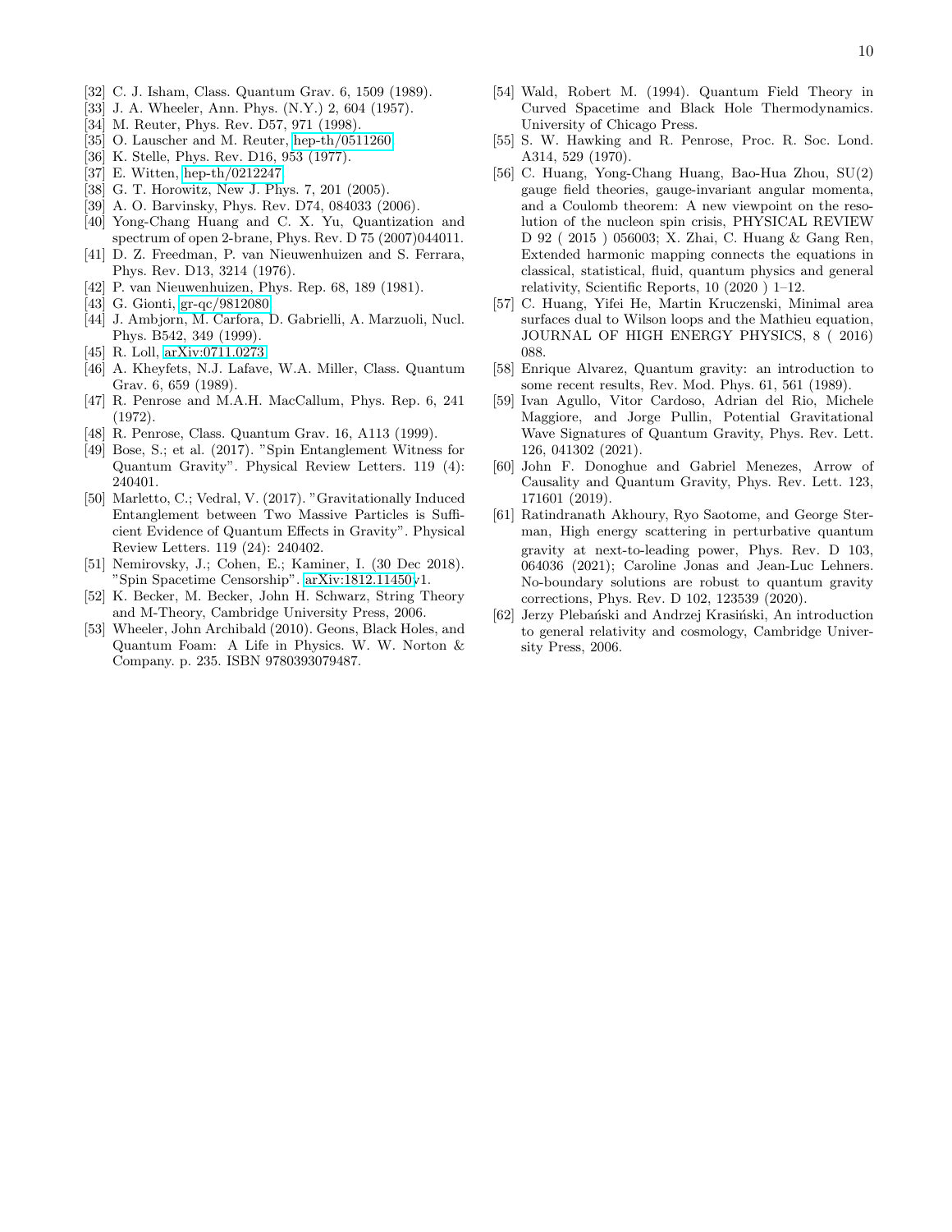[32] C. J. Isham, Class. Quantum Grav. 6, 1509 (1989).

[33] J. A. Wheeler, Ann. Phys. (N.Y.) 2, 604 (1957).

[34] M. Reuter, Phys. Rev. D57, 971 (1998).

[35] O. Lauscher and M. Reuter, hep-th/0511260.

[36] K. Stelle, Phys. Rev. D16, 953 (1977).

[37] E. Witten, hep-th/0212247.

[38] G. T. Horowitz, New J. Phys. 7, 201 (2005).

[39] A. O. Barvinsky, Phys. Rev. D74, 084033 (2006).

[40] Yong-Chang Huang and C. X. Yu, Quantization and spectrum of open 2-brane, Phys. Rev. D 75 (2007)044011.

[41] D. Z. Freedman, P. van Nieuwenhuizen and S. Ferrara, Phys. Rev. D13, 3214 (1976).

[42] P. van Nieuwenhuizen, Phys. Rep. 68, 189 (1981).

[43] G. Gionti, gr-qc/9812080.

[44] J. Ambjorn, M. Carfora, D. Gabrielli, A. Marzuoli, Nucl. Phys. B542, 349 (1999).

[45] R. Loll, arXiv:0711.0273.

[46] A. Kheyfets, N.J. Lafave, W.A. Miller, Class. Quantum Grav. 6, 659 (1989).

[47] R. Penrose and M.A.H. MacCallum, Phys. Rep. 6, 241 (1972).

[48] R. Penrose, Class. Quantum Grav. 16, A113 (1999).

[49] Bose, S.; et al. (2017). "Spin Entanglement Witness for Quantum Gravity". Physical Review Letters. 119 (4): 240401.

[50] Marletto, C.; Vedral, V. (2017). "Gravitationally Induced Entanglement between Two Massive Particles is Sufficient Evidence of Quantum Effects in Gravity". Physical Review Letters. 119 (24): 240402.

[51] Nemirovsky, J.; Cohen, E.; Kaminer, I. (30 Dec 2018). "Spin Spacetime Censorship". arXiv:1812.11450v1.

[52] K. Becker, M. Becker, John H. Schwarz, String Theory and M-Theory, Cambridge University Press, 2006.

[53] Wheeler, John Archibald (2010). Geons, Black Holes, and Quantum Foam: A Life in Physics. W. W. Norton & Company. p. 235. ISBN 9780393079487.

[54] Wald, Robert M. (1994). Quantum Field Theory in Curved Spacetime and Black Hole Thermodynamics. University of Chicago Press.

[55] S. W. Hawking and R. Penrose, Proc. R. Soc. Lond. A314, 529 (1970).

[56] C. Huang, Yong-Chang Huang, Bao-Hua Zhou, SU(2) gauge field theories, gauge-invariant angular momenta, and a Coulomb theorem: A new viewpoint on the resolution of the nucleon spin crisis, PHYSICAL REVIEW D 92 ( 2015 ) 056003; X. Zhai, C. Huang & Gang Ren, Extended harmonic mapping connects the equations in classical, statistical, fluid, quantum physics and general relativity, Scientific Reports, 10 (2020 ) 1–12.

[57] C. Huang, Yifei He, Martin Kruczenski, Minimal area surfaces dual to Wilson loops and the Mathieu equation, JOURNAL OF HIGH ENERGY PHYSICS, 8 ( 2016) 088.

[58] Enrique Alvarez, Quantum gravity: an introduction to some recent results, Rev. Mod. Phys. 61, 561 (1989).

[59] Ivan Agullo, Vitor Cardoso, Adrian del Rio, Michele Maggiore, and Jorge Pullin, Potential Gravitational Wave Signatures of Quantum Gravity, Phys. Rev. Lett. 126, 041302 (2021).

[60] John F. Donoghue and Gabriel Menezes, Arrow of Causality and Quantum Gravity, Phys. Rev. Lett. 123, 171601 (2019).

[61] Ratindranath Akhoury, Ryo Saotome, and George Sterman, High energy scattering in perturbative quantum gravity at next-to-leading power, Phys. Rev. D 103, 064036 (2021); Caroline Jonas and Jean-Luc Lehners. No-boundary solutions are robust to quantum gravity corrections, Phys. Rev. D 102, 123539 (2020).

[62] Jerzy Plebański and Andrzej Krasiński, An introduction to general relativity and cosmology, Cambridge University Press, 2006.